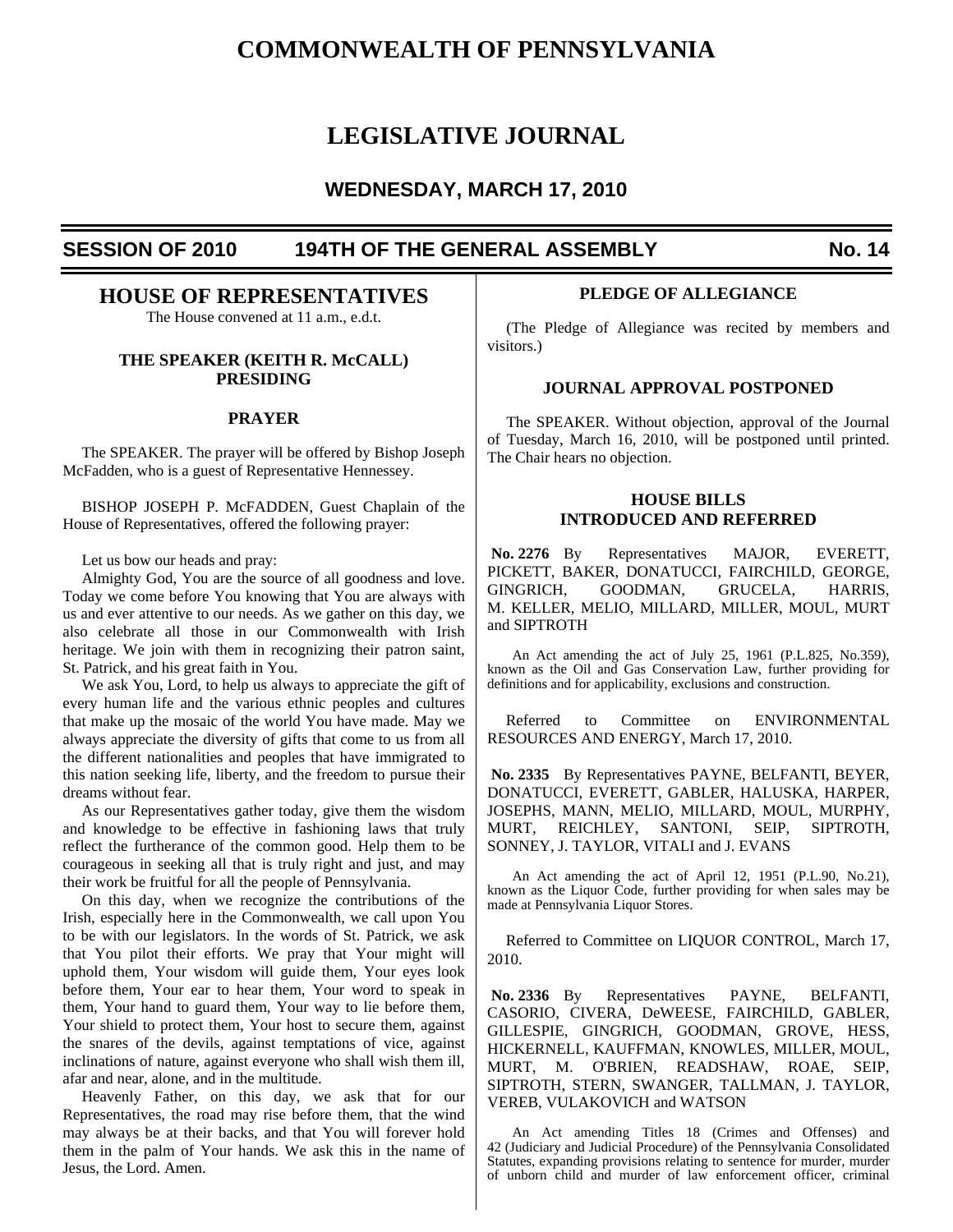# COMMONWEALTH OF PENNSYLVANIA

# LEGISLATIVE JOURNAL

## WEDNESDAY, MARCH 17, 2010

**SESSION OF 2010 194TH OF THE GENERAL ASSEMBLY No. 14**

## HOUSE OF REPRESENTATIVES

The House convened at 11 a.m., e.d.t.

### THE SPEAKER (KEITH R. McCALL) PRESIDING

### PRAYER

The SPEAKER. The prayer will be offered by Bishop Joseph McFadden, who is a guest of Representative Hennessey.

BISHOP JOSEPH P. McFADDEN, Guest Chaplain of the House of Representatives, offered the following prayer:

Let us bow our heads and pray:

Almighty God, You are the source of all goodness and love. Today we come before You knowing that You are always with us and ever attentive to our needs. As we gather on this day, we also celebrate all those in our Commonwealth with Irish heritage. We join with them in recognizing their patron saint, St. Patrick, and his great faith in You.

We ask You, Lord, to help us always to appreciate the gift of every human life and the various ethnic peoples and cultures that make up the mosaic of the world You have made. May we always appreciate the diversity of gifts that come to us from all the different nationalities and peoples that have immigrated to this nation seeking life, liberty, and the freedom to pursue their dreams without fear.

As our Representatives gather today, give them the wisdom and knowledge to be effective in fashioning laws that truly reflect the furtherance of the common good. Help them to be courageous in seeking all that is truly right and just, and may their work be fruitful for all the people of Pennsylvania.

On this day, when we recognize the contributions of the Irish, especially here in the Commonwealth, we call upon You to be with our legislators. In the words of St. Patrick, we ask that You pilot their efforts. We pray that Your might will uphold them, Your wisdom will guide them, Your eyes look before them, Your ear to hear them, Your word to speak in them, Your hand to guard them, Your way to lie before them, Your shield to protect them, Your host to secure them, against the snares of the devils, against temptations of vice, against inclinations of nature, against everyone who shall wish them ill, afar and near, alone, and in the multitude.

Heavenly Father, on this day, we ask that for our Representatives, the road may rise before them, that the wind may always be at their backs, and that You will forever hold them in the palm of Your hands. We ask this in the name of Jesus, the Lord. Amen.

### PLEDGE OF ALLEGIANCE

(The Pledge of Allegiance was recited by members and visitors.)

### JOURNAL APPROVAL POSTPONED

The SPEAKER. Without objection, approval of the Journal of Tuesday, March 16, 2010, will be postponed until printed. The Chair hears no objection.

### HOUSE BILLS INTRODUCED AND REFERRED

**No. 2276** By Representatives MAJOR, EVERETT, PICKETT, BAKER, DONATUCCI, FAIRCHILD, GEORGE, GINGRICH, GOODMAN, GRUCELA, HARRIS, M. KELLER, MELIO, MILLARD, MILLER, MOUL, MURT and SIPTROTH

An Act amending the act of July 25, 1961 (P.L.825, No.359), known as the Oil and Gas Conservation Law, further providing for definitions and for applicability, exclusions and construction.

Referred to Committee on ENVIRONMENTAL RESOURCES AND ENERGY, March 17, 2010.

**No. 2335** By Representatives PAYNE, BELFANTI, BEYER, DONATUCCI, EVERETT, GABLER, HALUSKA, HARPER, JOSEPHS, MANN, MELIO, MILLARD, MOUL, MURPHY, MURT, REICHLEY, SANTONI, SEIP, SIPTROTH, SONNEY, J. TAYLOR, VITALI and J. EVANS

An Act amending the act of April 12, 1951 (P.L.90, No.21), known as the Liquor Code, further providing for when sales may be made at Pennsylvania Liquor Stores.

Referred to Committee on LIQUOR CONTROL, March 17, 2010.

**No. 2336** By Representatives PAYNE, BELFANTI, CASORIO, CIVERA, DeWEESE, FAIRCHILD, GABLER, GILLESPIE, GINGRICH, GOODMAN, GROVE, HESS, HICKERNELL, KAUFFMAN, KNOWLES, MILLER, MOUL, MURT, M. O'BRIEN, READSHAW, ROAE, SEIP, SIPTROTH, STERN, SWANGER, TALLMAN, J. TAYLOR, VEREB, VULAKOVICH and WATSON

An Act amending Titles 18 (Crimes and Offenses) and 42 (Judiciary and Judicial Procedure) of the Pennsylvania Consolidated Statutes, expanding provisions relating to sentence for murder, murder of unborn child and murder of law enforcement officer, criminal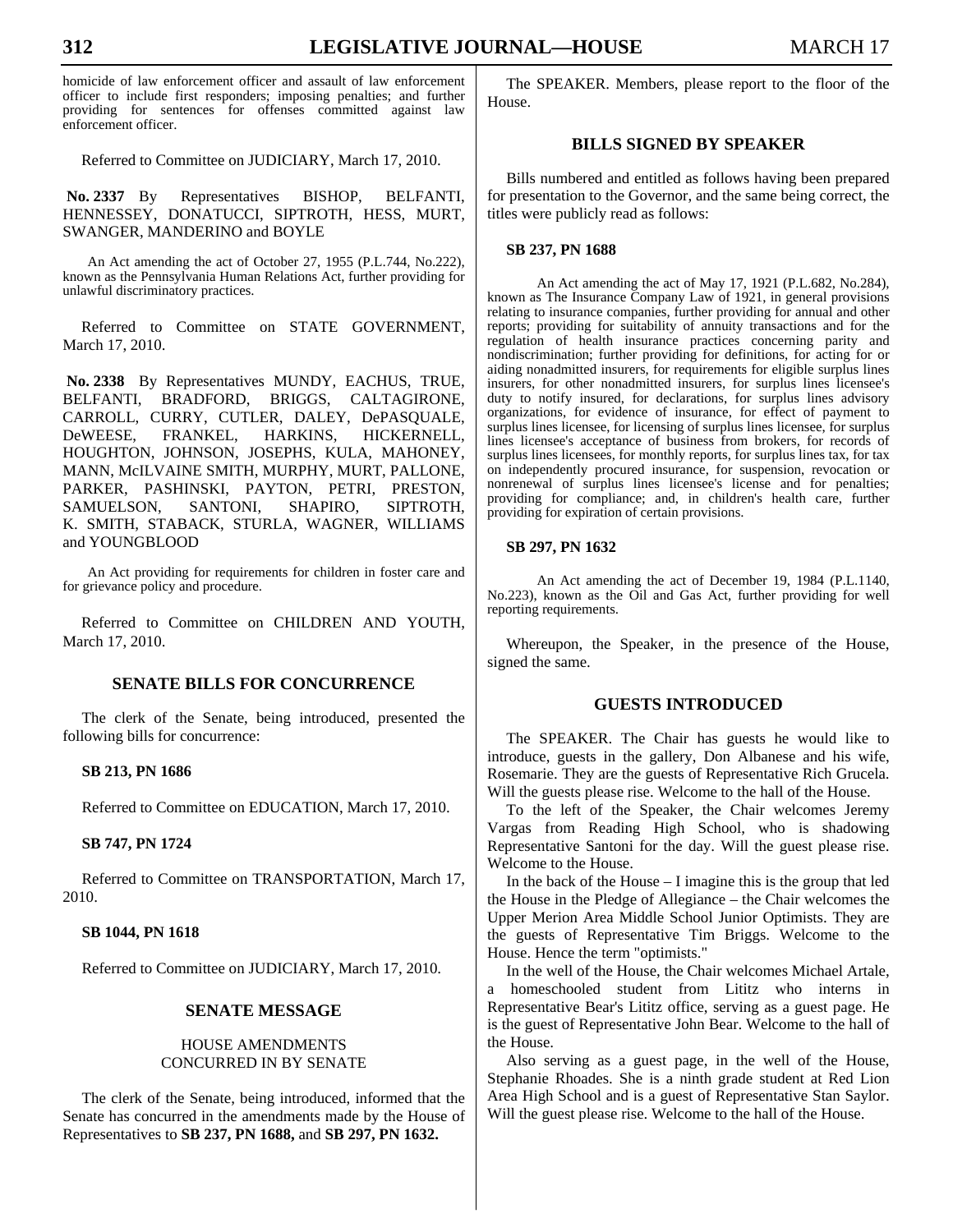homicide of law enforcement officer and assault of law enforcement officer to include first responders; imposing penalties; and further providing for sentences for offenses committed against law enforcement officer.

Referred to Committee on JUDICIARY, March 17, 2010.

**No. 2337** By Representatives BISHOP, BELFANTI, HENNESSEY, DONATUCCI, SIPTROTH, HESS, MURT, SWANGER, MANDERINO and BOYLE

An Act amending the act of October 27, 1955 (P.L.744, No.222), known as the Pennsylvania Human Relations Act, further providing for unlawful discriminatory practices.

Referred to Committee on STATE GOVERNMENT, March 17, 2010.

**No. 2338** By Representatives MUNDY, EACHUS, TRUE, BELFANTI, BRADFORD, BRIGGS, CALTAGIRONE, CARROLL, CURRY, CUTLER, DALEY, DePASQUALE, DeWEESE, FRANKEL, HARKINS, HICKERNELL, HOUGHTON, JOHNSON, JOSEPHS, KULA, MAHONEY, MANN, McILVAINE SMITH, MURPHY, MURT, PALLONE, PARKER, PASHINSKI, PAYTON, PETRI, PRESTON, SAMUELSON, SANTONI, SHAPIRO, SIPTROTH, K. SMITH, STABACK, STURLA, WAGNER, WILLIAMS and YOUNGBLOOD

An Act providing for requirements for children in foster care and for grievance policy and procedure.

Referred to Committee on CHILDREN AND YOUTH, March 17, 2010.

## SENATE BILLS FOR CONCURRENCE

The clerk of the Senate, being introduced, presented the following bills for concurrence:

**SB 213, PN 1686**

Referred to Committee on EDUCATION, March 17, 2010.

**SB 747, PN 1724**

Referred to Committee on TRANSPORTATION, March 17, 2010.

**SB 1044, PN 1618**

Referred to Committee on JUDICIARY, March 17, 2010.

## SENATE MESSAGE

### HOUSE AMENDMENTS CONCURRED IN BY SENATE

The clerk of the Senate, being introduced, informed that the Senate has concurred in the amendments made by the House of Representatives to **SB 237, PN 1688,** and **SB 297, PN 1632.**

The SPEAKER. Members, please report to the floor of the House.

## BILLS SIGNED BY SPEAKER

Bills numbered and entitled as follows having been prepared for presentation to the Governor, and the same being correct, the titles were publicly read as follows:

**SB 237, PN 1688**

An Act amending the act of May 17, 1921 (P.L.682, No.284), known as The Insurance Company Law of 1921, in general provisions relating to insurance companies, further providing for annual and other reports; providing for suitability of annuity transactions and for the regulation of health insurance practices concerning parity and nondiscrimination; further providing for definitions, for acting for or aiding nonadmitted insurers, for requirements for eligible surplus lines insurers, for other nonadmitted insurers, for surplus lines licensee's duty to notify insured, for declarations, for surplus lines advisory organizations, for evidence of insurance, for effect of payment to surplus lines licensee, for licensing of surplus lines licensee, for surplus lines licensee's acceptance of business from brokers, for records of surplus lines licensees, for monthly reports, for surplus lines tax, for tax on independently procured insurance, for suspension, revocation or nonrenewal of surplus lines licensee's license and for penalties; providing for compliance; and, in children's health care, further providing for expiration of certain provisions.

**SB 297, PN 1632**

An Act amending the act of December 19, 1984 (P.L.1140, No.223), known as the Oil and Gas Act, further providing for well reporting requirements.

Whereupon, the Speaker, in the presence of the House, signed the same.

## GUESTS INTRODUCED

The SPEAKER. The Chair has guests he would like to introduce, guests in the gallery, Don Albanese and his wife, Rosemarie. They are the guests of Representative Rich Grucela. Will the guests please rise. Welcome to the hall of the House.

To the left of the Speaker, the Chair welcomes Jeremy Vargas from Reading High School, who is shadowing Representative Santoni for the day. Will the guest please rise. Welcome to the House.

In the back of the House – I imagine this is the group that led the House in the Pledge of Allegiance – the Chair welcomes the Upper Merion Area Middle School Junior Optimists. They are the guests of Representative Tim Briggs. Welcome to the House. Hence the term "optimists."

In the well of the House, the Chair welcomes Michael Artale, a homeschooled student from Lititz who interns in Representative Bear's Lititz office, serving as a guest page. He is the guest of Representative John Bear. Welcome to the hall of the House.

Also serving as a guest page, in the well of the House, Stephanie Rhoades. She is a ninth grade student at Red Lion Area High School and is a guest of Representative Stan Saylor. Will the guest please rise. Welcome to the hall of the House.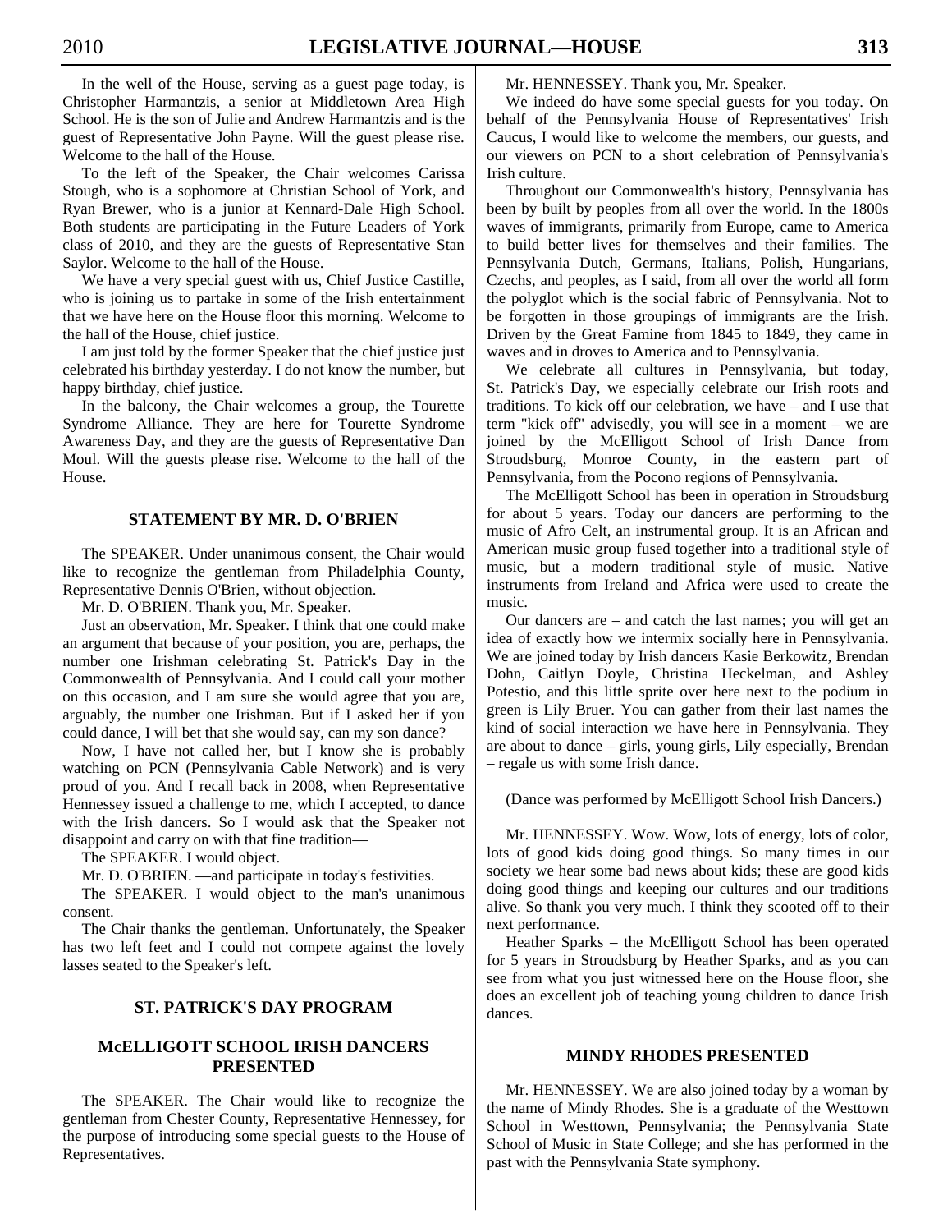In the well of the House, serving as a guest page today, is Christopher Harmantzis, a senior at Middletown Area High School. He is the son of Julie and Andrew Harmantzis and is the guest of Representative John Payne. Will the guest please rise. Welcome to the hall of the House.

To the left of the Speaker, the Chair welcomes Carissa Stough, who is a sophomore at Christian School of York, and Ryan Brewer, who is a junior at Kennard-Dale High School. Both students are participating in the Future Leaders of York class of 2010, and they are the guests of Representative Stan Saylor. Welcome to the hall of the House.

We have a very special guest with us, Chief Justice Castille, who is joining us to partake in some of the Irish entertainment that we have here on the House floor this morning. Welcome to the hall of the House, chief justice.

I am just told by the former Speaker that the chief justice just celebrated his birthday yesterday. I do not know the number, but happy birthday, chief justice.

In the balcony, the Chair welcomes a group, the Tourette Syndrome Alliance. They are here for Tourette Syndrome Awareness Day, and they are the guests of Representative Dan Moul. Will the guests please rise. Welcome to the hall of the House.

## STATEMENT BY MR. D. O'BRIEN

The SPEAKER. Under unanimous consent, the Chair would like to recognize the gentleman from Philadelphia County, Representative Dennis O'Brien, without objection.

Mr. D. O'BRIEN. Thank you, Mr. Speaker.

Just an observation, Mr. Speaker. I think that one could make an argument that because of your position, you are, perhaps, the number one Irishman celebrating St. Patrick's Day in the Commonwealth of Pennsylvania. And I could call your mother on this occasion, and I am sure she would agree that you are, arguably, the number one Irishman. But if I asked her if you could dance, I will bet that she would say, can my son dance?

Now, I have not called her, but I know she is probably watching on PCN (Pennsylvania Cable Network) and is very proud of you. And I recall back in 2008, when Representative Hennessey issued a challenge to me, which I accepted, to dance with the Irish dancers. So I would ask that the Speaker not disappoint and carry on with that fine tradition—

The SPEAKER. I would object.

Mr. D. O'BRIEN. —and participate in today's festivities.

The SPEAKER. I would object to the man's unanimous consent.

The Chair thanks the gentleman. Unfortunately, the Speaker has two left feet and I could not compete against the lovely lasses seated to the Speaker's left.

## ST. PATRICK'S DAY PROGRAM

## McELLIGOTT SCHOOL IRISH DANCERS PRESENTED

The SPEAKER. The Chair would like to recognize the gentleman from Chester County, Representative Hennessey, for the purpose of introducing some special guests to the House of Representatives.

Mr. HENNESSEY. Thank you, Mr. Speaker.

We indeed do have some special guests for you today. On behalf of the Pennsylvania House of Representatives' Irish Caucus, I would like to welcome the members, our guests, and our viewers on PCN to a short celebration of Pennsylvania's Irish culture.

Throughout our Commonwealth's history, Pennsylvania has been by built by peoples from all over the world. In the 1800s waves of immigrants, primarily from Europe, came to America to build better lives for themselves and their families. The Pennsylvania Dutch, Germans, Italians, Polish, Hungarians, Czechs, and peoples, as I said, from all over the world all form the polyglot which is the social fabric of Pennsylvania. Not to be forgotten in those groupings of immigrants are the Irish. Driven by the Great Famine from 1845 to 1849, they came in waves and in droves to America and to Pennsylvania.

We celebrate all cultures in Pennsylvania, but today, St. Patrick's Day, we especially celebrate our Irish roots and traditions. To kick off our celebration, we have – and I use that term "kick off" advisedly, you will see in a moment – we are joined by the McElligott School of Irish Dance from Stroudsburg, Monroe County, in the eastern part of Pennsylvania, from the Pocono regions of Pennsylvania.

The McElligott School has been in operation in Stroudsburg for about 5 years. Today our dancers are performing to the music of Afro Celt, an instrumental group. It is an African and American music group fused together into a traditional style of music, but a modern traditional style of music. Native instruments from Ireland and Africa were used to create the music.

Our dancers are – and catch the last names; you will get an idea of exactly how we intermix socially here in Pennsylvania. We are joined today by Irish dancers Kasie Berkowitz, Brendan Dohn, Caitlyn Doyle, Christina Heckelman, and Ashley Potestio, and this little sprite over here next to the podium in green is Lily Bruer. You can gather from their last names the kind of social interaction we have here in Pennsylvania. They are about to dance – girls, young girls, Lily especially, Brendan – regale us with some Irish dance.

(Dance was performed by McElligott School Irish Dancers.)

Mr. HENNESSEY. Wow. Wow, lots of energy, lots of color, lots of good kids doing good things. So many times in our society we hear some bad news about kids; these are good kids doing good things and keeping our cultures and our traditions alive. So thank you very much. I think they scooted off to their next performance.

Heather Sparks – the McElligott School has been operated for 5 years in Stroudsburg by Heather Sparks, and as you can see from what you just witnessed here on the House floor, she does an excellent job of teaching young children to dance Irish dances.

## MINDY RHODES PRESENTED

Mr. HENNESSEY. We are also joined today by a woman by the name of Mindy Rhodes. She is a graduate of the Westtown School in Westtown, Pennsylvania; the Pennsylvania State School of Music in State College; and she has performed in the past with the Pennsylvania State symphony.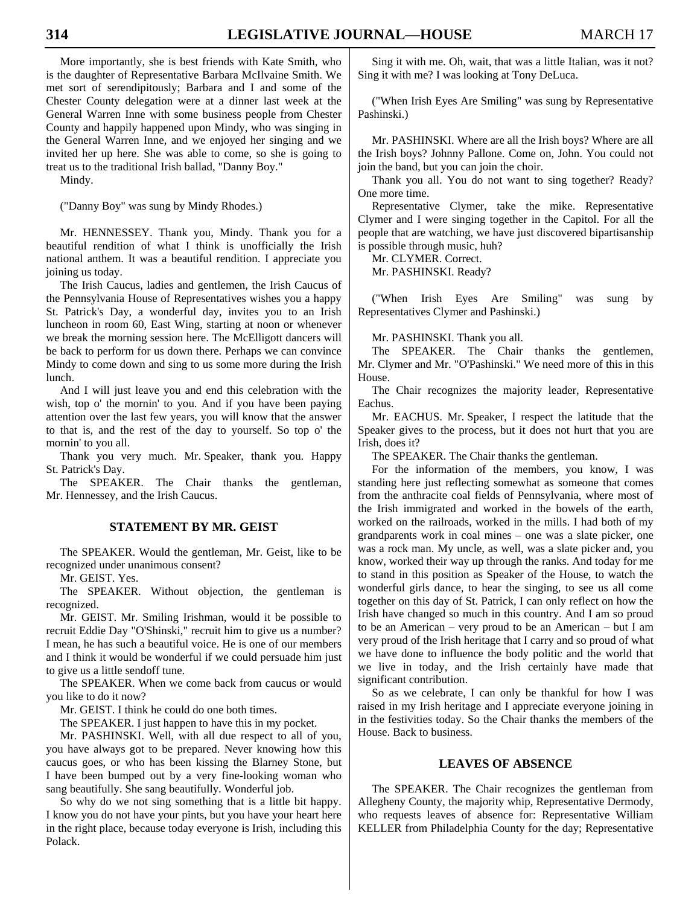More importantly, she is best friends with Kate Smith, who is the daughter of Representative Barbara McIlvaine Smith. We met sort of serendipitously; Barbara and I and some of the Chester County delegation were at a dinner last week at the General Warren Inne with some business people from Chester County and happily happened upon Mindy, who was singing in the General Warren Inne, and we enjoyed her singing and we invited her up here. She was able to come, so she is going to treat us to the traditional Irish ballad, "Danny Boy."

Mindy.

("Danny Boy" was sung by Mindy Rhodes.)

Mr. HENNESSEY. Thank you, Mindy. Thank you for a beautiful rendition of what I think is unofficially the Irish national anthem. It was a beautiful rendition. I appreciate you joining us today.

The Irish Caucus, ladies and gentlemen, the Irish Caucus of the Pennsylvania House of Representatives wishes you a happy St. Patrick's Day, a wonderful day, invites you to an Irish luncheon in room 60, East Wing, starting at noon or whenever we break the morning session here. The McElligott dancers will be back to perform for us down there. Perhaps we can convince Mindy to come down and sing to us some more during the Irish lunch.

And I will just leave you and end this celebration with the wish, top o' the mornin' to you. And if you have been paying attention over the last few years, you will know that the answer to that is, and the rest of the day to yourself. So top o' the mornin' to you all.

Thank you very much. Mr. Speaker, thank you. Happy St. Patrick's Day.

The SPEAKER. The Chair thanks the gentleman, Mr. Hennessey, and the Irish Caucus.

## STATEMENT BY MR. GEIST

The SPEAKER. Would the gentleman, Mr. Geist, like to be recognized under unanimous consent?

Mr. GEIST. Yes.

The SPEAKER. Without objection, the gentleman is recognized.

Mr. GEIST. Mr. Smiling Irishman, would it be possible to recruit Eddie Day "O'Shinski," recruit him to give us a number? I mean, he has such a beautiful voice. He is one of our members and I think it would be wonderful if we could persuade him just to give us a little sendoff tune.

The SPEAKER. When we come back from caucus or would you like to do it now?

Mr. GEIST. I think he could do one both times.

The SPEAKER. I just happen to have this in my pocket.

Mr. PASHINSKI. Well, with all due respect to all of you, you have always got to be prepared. Never knowing how this caucus goes, or who has been kissing the Blarney Stone, but I have been bumped out by a very fine-looking woman who sang beautifully. She sang beautifully. Wonderful job.

So why do we not sing something that is a little bit happy. I know you do not have your pints, but you have your heart here in the right place, because today everyone is Irish, including this Polack.

Sing it with me. Oh, wait, that was a little Italian, was it not? Sing it with me? I was looking at Tony DeLuca.

("When Irish Eyes Are Smiling" was sung by Representative Pashinski.)

Mr. PASHINSKI. Where are all the Irish boys? Where are all the Irish boys? Johnny Pallone. Come on, John. You could not join the band, but you can join the choir.

Thank you all. You do not want to sing together? Ready? One more time.

Representative Clymer, take the mike. Representative Clymer and I were singing together in the Capitol. For all the people that are watching, we have just discovered bipartisanship is possible through music, huh?

Mr. CLYMER. Correct.

Mr. PASHINSKI. Ready?

("When Irish Eyes Are Smiling" was sung by Representatives Clymer and Pashinski.)

Mr. PASHINSKI. Thank you all.

The SPEAKER. The Chair thanks the gentlemen, Mr. Clymer and Mr. "O'Pashinski." We need more of this in this House.

The Chair recognizes the majority leader, Representative Eachus.

Mr. EACHUS. Mr. Speaker, I respect the latitude that the Speaker gives to the process, but it does not hurt that you are Irish, does it?

The SPEAKER. The Chair thanks the gentleman.

For the information of the members, you know, I was standing here just reflecting somewhat as someone that comes from the anthracite coal fields of Pennsylvania, where most of the Irish immigrated and worked in the bowels of the earth, worked on the railroads, worked in the mills. I had both of my grandparents work in coal mines – one was a slate picker, one was a rock man. My uncle, as well, was a slate picker and, you know, worked their way up through the ranks. And today for me to stand in this position as Speaker of the House, to watch the wonderful girls dance, to hear the singing, to see us all come together on this day of St. Patrick, I can only reflect on how the Irish have changed so much in this country. And I am so proud to be an American – very proud to be an American – but I am very proud of the Irish heritage that I carry and so proud of what we have done to influence the body politic and the world that we live in today, and the Irish certainly have made that significant contribution.

So as we celebrate, I can only be thankful for how I was raised in my Irish heritage and I appreciate everyone joining in in the festivities today. So the Chair thanks the members of the House. Back to business.

## LEAVES OF ABSENCE

The SPEAKER. The Chair recognizes the gentleman from Allegheny County, the majority whip, Representative Dermody, who requests leaves of absence for: Representative William KELLER from Philadelphia County for the day; Representative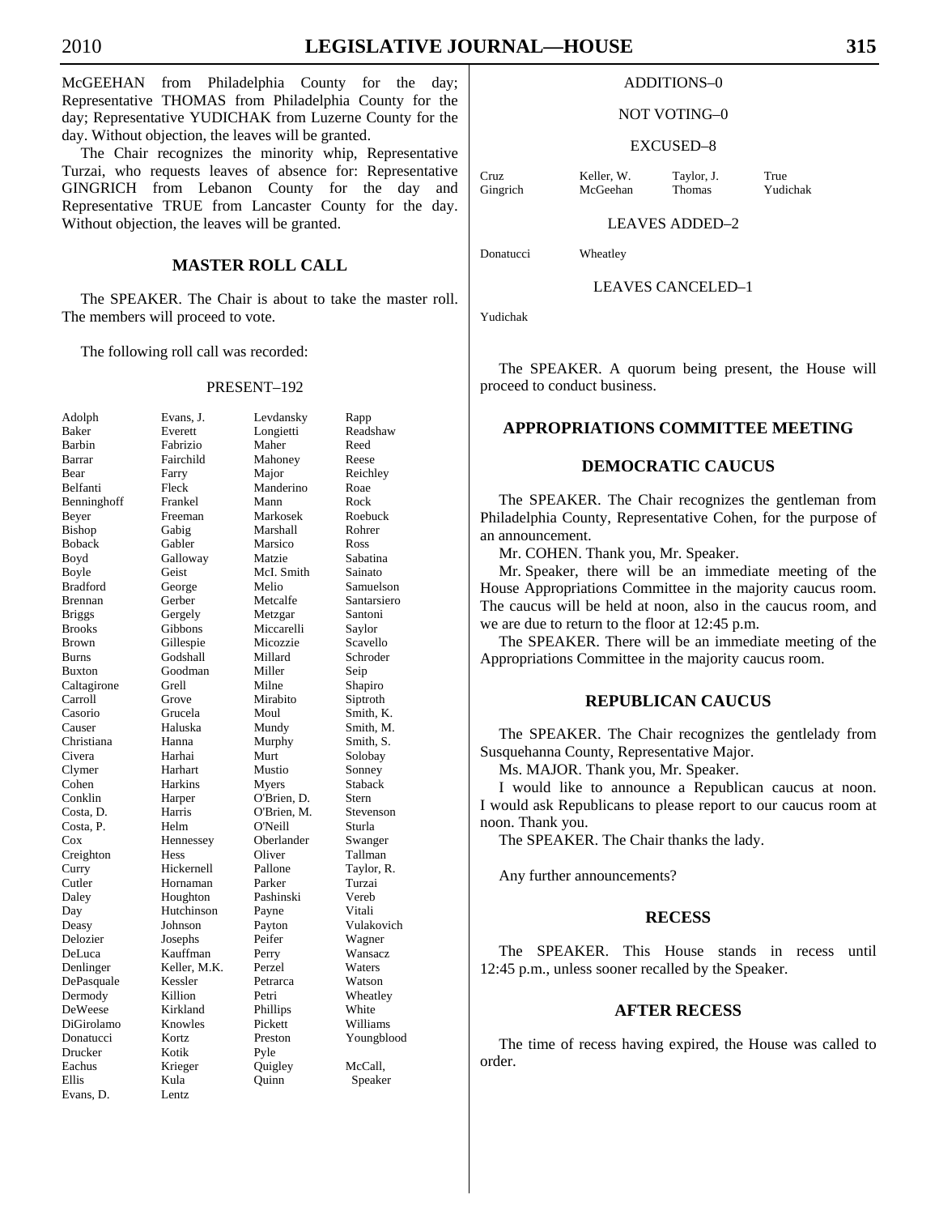McGEEHAN from Philadelphia County for the day; Representative THOMAS from Philadelphia County for the day; Representative YUDICHAK from Luzerne County for the day. Without objection, the leaves will be granted.

The Chair recognizes the minority whip, Representative Turzai, who requests leaves of absence for: Representative GINGRICH from Lebanon County for the day and Representative TRUE from Lancaster County for the day. Without objection, the leaves will be granted.

## MASTER ROLL CALL

The SPEAKER. The Chair is about to take the master roll. The members will proceed to vote.

The following roll call was recorded:

PRESENT–192

| | | | |
|---|---|---|---|
| Adolph | Evans, J. | Levdansky | Rapp |
| Baker | Everett | Longietti | Readshaw |
| Barbin | Fabrizio | Maher | Reed |
| Barrar | Fairchild | Mahoney | Reese |
| Bear | Farry | Major | Reichley |
| Belfanti | Fleck | Manderino | Roae |
| Benninghoff | Frankel | Mann | Rock |
| Beyer | Freeman | Markosek | Roebuck |
| Bishop | Gabig | Marshall | Rohrer |
| Boback | Gabler | Marsico | Ross |
| Boyd | Galloway | Matzie | Sabatina |
| Boyle | Geist | McI. Smith | Sainato |
| Bradford | George | Melio | Samuelson |
| Brennan | Gerber | Metcalfe | Santarsiero |
| Briggs | Gergely | Metzgar | Santoni |
| Brooks | Gibbons | Miccarelli | Saylor |
| Brown | Gillespie | Micozzie | Scavello |
| Burns | Godshall | Millard | Schroder |
| Buxton | Goodman | Miller | Seip |
| Caltagirone | Grell | Milne | Shapiro |
| Carroll | Grove | Mirabito | Siptroth |
| Casorio | Grucela | Moul | Smith, K. |
| Causer | Haluska | Mundy | Smith, M. |
| Christiana | Hanna | Murphy | Smith, S. |
| Civera | Harhai | Murt | Solobay |
| Clymer | Harhart | Mustio | Sonney |
| Cohen | Harkins | Myers | Staback |
| Conklin | Harper | O'Brien, D. | Stern |
| Costa, D. | Harris | O'Brien, M. | Stevenson |
| Costa, P. | Helm | O'Neill | Sturla |
| Cox | Hennessey | Oberlander | Swanger |
| Creighton | Hess | Oliver | Tallman |
| Curry | Hickernell | Pallone | Taylor, R. |
| Cutler | Hornaman | Parker | Turzai |
| Daley | Houghton | Pashinski | Vereb |
| Day | Hutchinson | Payne | Vitali |
| Deasy | Johnson | Payton | Vulakovich |
| Delozier | Josephs | Peifer | Wagner |
| DeLuca | Kauffman | Perry | Wansacz |
| Denlinger | Keller, M.K. | Perzel | Waters |
| DePasquale | Kessler | Petrarca | Watson |
| Dermody | Killion | Petri | Wheatley |
| DeWeese | Kirkland | Phillips | White |
| DiGirolamo | Knowles | Pickett | Williams |
| Donatucci | Kortz | Preston | Youngblood |
| Drucker | Kotik | Pyle | |
| Eachus | Krieger | Quigley | McCall, |
| Ellis | Kula | Quinn | Speaker |
| Evans, D. | Lentz | | |

ADDITIONS–0

NOT VOTING–0

EXCUSED–8

| | | | |
|---|---|---|---|
| Cruz | Keller, W. | Taylor, J. | True |
| Gingrich | McGeehan | Thomas | Yudichak |

LEAVES ADDED–2

| | |
|---|---|
| Donatucci | Wheatley |

LEAVES CANCELED–1

Yudichak

The SPEAKER. A quorum being present, the House will proceed to conduct business.

## APPROPRIATIONS COMMITTEE MEETING

## DEMOCRATIC CAUCUS

The SPEAKER. The Chair recognizes the gentleman from Philadelphia County, Representative Cohen, for the purpose of an announcement.

Mr. COHEN. Thank you, Mr. Speaker.

Mr. Speaker, there will be an immediate meeting of the House Appropriations Committee in the majority caucus room. The caucus will be held at noon, also in the caucus room, and we are due to return to the floor at 12:45 p.m.

The SPEAKER. There will be an immediate meeting of the Appropriations Committee in the majority caucus room.

## REPUBLICAN CAUCUS

The SPEAKER. The Chair recognizes the gentlelady from Susquehanna County, Representative Major.

Ms. MAJOR. Thank you, Mr. Speaker.

I would like to announce a Republican caucus at noon. I would ask Republicans to please report to our caucus room at noon. Thank you.

The SPEAKER. The Chair thanks the lady.

Any further announcements?

## RECESS

The SPEAKER. This House stands in recess until 12:45 p.m., unless sooner recalled by the Speaker.

## AFTER RECESS

The time of recess having expired, the House was called to order.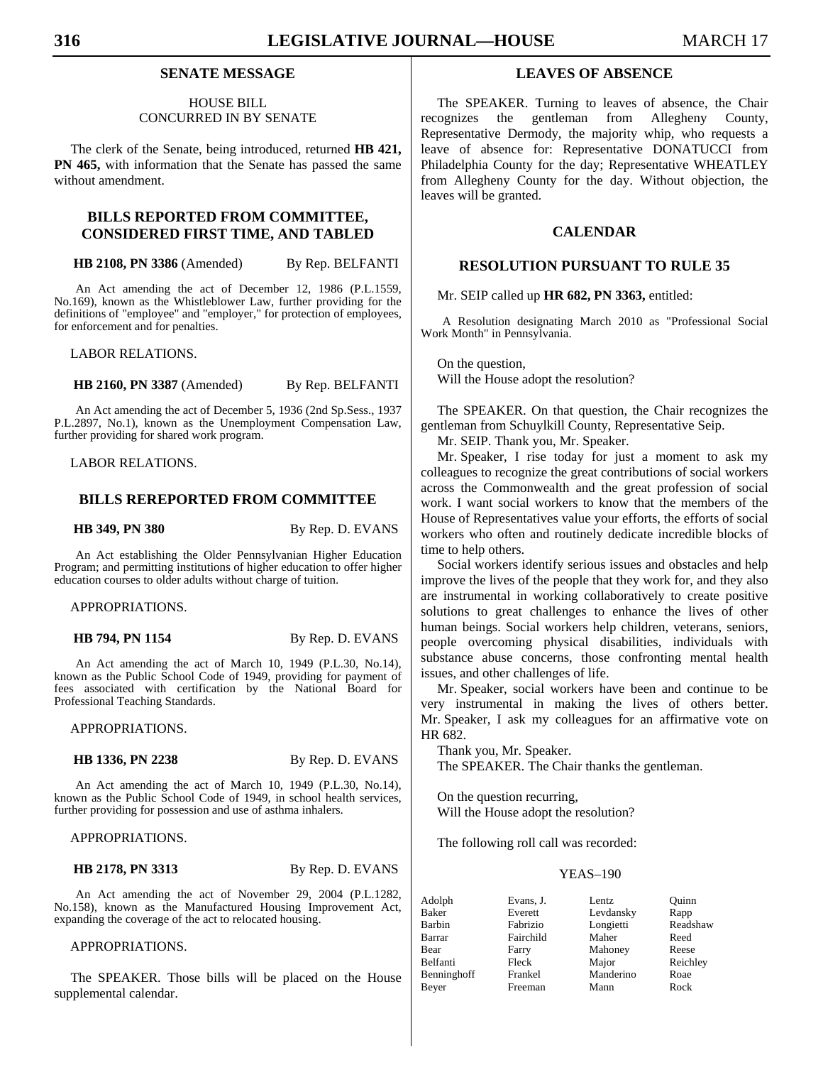## SENATE MESSAGE

HOUSE BILL
CONCURRED IN BY SENATE

The clerk of the Senate, being introduced, returned **HB 421, PN 465,** with information that the Senate has passed the same without amendment.

## BILLS REPORTED FROM COMMITTEE, CONSIDERED FIRST TIME, AND TABLED

**HB 2108, PN 3386** (Amended) By Rep. BELFANTI

An Act amending the act of December 12, 1986 (P.L.1559, No.169), known as the Whistleblower Law, further providing for the definitions of "employee" and "employer," for protection of employees, for enforcement and for penalties.

LABOR RELATIONS.

**HB 2160, PN 3387** (Amended) By Rep. BELFANTI

An Act amending the act of December 5, 1936 (2nd Sp.Sess., 1937 P.L.2897, No.1), known as the Unemployment Compensation Law, further providing for shared work program.

LABOR RELATIONS.

## BILLS REREPORTED FROM COMMITTEE

**HB 349, PN 380** By Rep. D. EVANS

An Act establishing the Older Pennsylvanian Higher Education Program; and permitting institutions of higher education to offer higher education courses to older adults without charge of tuition.

APPROPRIATIONS.

**HB 794, PN 1154** By Rep. D. EVANS

An Act amending the act of March 10, 1949 (P.L.30, No.14), known as the Public School Code of 1949, providing for payment of fees associated with certification by the National Board for Professional Teaching Standards.

APPROPRIATIONS.

**HB 1336, PN 2238** By Rep. D. EVANS

An Act amending the act of March 10, 1949 (P.L.30, No.14), known as the Public School Code of 1949, in school health services, further providing for possession and use of asthma inhalers.

APPROPRIATIONS.

**HB 2178, PN 3313** By Rep. D. EVANS

An Act amending the act of November 29, 2004 (P.L.1282, No.158), known as the Manufactured Housing Improvement Act, expanding the coverage of the act to relocated housing.

APPROPRIATIONS.

The SPEAKER. Those bills will be placed on the House supplemental calendar.

## LEAVES OF ABSENCE

The SPEAKER. Turning to leaves of absence, the Chair recognizes the gentleman from Allegheny County, Representative Dermody, the majority whip, who requests a leave of absence for: Representative DONATUCCI from Philadelphia County for the day; Representative WHEATLEY from Allegheny County for the day. Without objection, the leaves will be granted.

## CALENDAR

## RESOLUTION PURSUANT TO RULE 35

Mr. SEIP called up **HR 682, PN 3363,** entitled:

A Resolution designating March 2010 as "Professional Social Work Month" in Pennsylvania.

On the question,
Will the House adopt the resolution?

The SPEAKER. On that question, the Chair recognizes the gentleman from Schuylkill County, Representative Seip.

Mr. SEIP. Thank you, Mr. Speaker.

Mr. Speaker, I rise today for just a moment to ask my colleagues to recognize the great contributions of social workers across the Commonwealth and the great profession of social work. I want social workers to know that the members of the House of Representatives value your efforts, the efforts of social workers who often and routinely dedicate incredible blocks of time to help others.

Social workers identify serious issues and obstacles and help improve the lives of the people that they work for, and they also are instrumental in working collaboratively to create positive solutions to great challenges to enhance the lives of other human beings. Social workers help children, veterans, seniors, people overcoming physical disabilities, individuals with substance abuse concerns, those confronting mental health issues, and other challenges of life.

Mr. Speaker, social workers have been and continue to be very instrumental in making the lives of others better. Mr. Speaker, I ask my colleagues for an affirmative vote on HR 682.

Thank you, Mr. Speaker.

The SPEAKER. The Chair thanks the gentleman.

On the question recurring,
Will the House adopt the resolution?

The following roll call was recorded:

YEAS–190

| | | | |
|---|---|---|---|
| Adolph | Evans, J. | Lentz | Quinn |
| Baker | Everett | Levdansky | Rapp |
| Barbin | Fabrizio | Longietti | Readshaw |
| Barrar | Fairchild | Maher | Reed |
| Bear | Farry | Mahoney | Reese |
| Belfanti | Fleck | Major | Reichley |
| Benninghoff | Frankel | Manderino | Roae |
| Beyer | Freeman | Mann | Rock |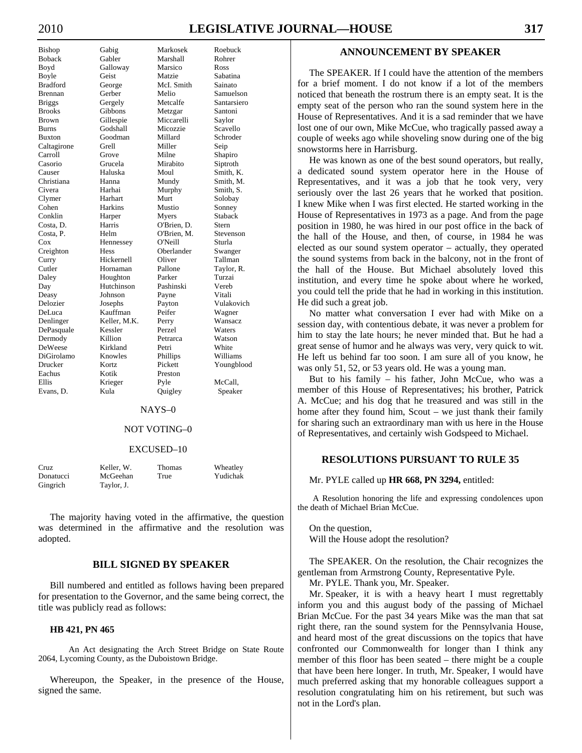| | | | |
|---|---|---|---|
| Bishop | Gabig | Markosek | Roebuck |
| Boback | Gabler | Marshall | Rohrer |
| Boyd | Galloway | Marsico | Ross |
| Boyle | Geist | Matzie | Sabatina |
| Bradford | George | McI. Smith | Sainato |
| Brennan | Gerber | Melio | Samuelson |
| Briggs | Gergely | Metcalfe | Santarsiero |
| Brooks | Gibbons | Metzgar | Santoni |
| Brown | Gillespie | Miccarelli | Saylor |
| Burns | Godshall | Micozzie | Scavello |
| Buxton | Goodman | Millard | Schroder |
| Caltagirone | Grell | Miller | Seip |
| Carroll | Grove | Milne | Shapiro |
| Casorio | Grucela | Mirabito | Siptroth |
| Causer | Haluska | Moul | Smith, K. |
| Christiana | Hanna | Mundy | Smith, M. |
| Civera | Harhai | Murphy | Smith, S. |
| Clymer | Harhart | Murt | Solobay |
| Cohen | Harkins | Mustio | Sonney |
| Conklin | Harper | Myers | Staback |
| Costa, D. | Harris | O'Brien, D. | Stern |
| Costa, P. | Helm | O'Brien, M. | Stevenson |
| Cox | Hennessey | O'Neill | Sturla |
| Creighton | Hess | Oberlander | Swanger |
| Curry | Hickernell | Oliver | Tallman |
| Cutler | Hornaman | Pallone | Taylor, R. |
| Daley | Houghton | Parker | Turzai |
| Day | Hutchinson | Pashinski | Vereb |
| Deasy | Johnson | Payne | Vitali |
| Delozier | Josephs | Payton | Vulakovich |
| DeLuca | Kauffman | Peifer | Wagner |
| Denlinger | Keller, M.K. | Perry | Wansacz |
| DePasquale | Kessler | Perzel | Waters |
| Dermody | Killion | Petrarca | Watson |
| DeWeese | Kirkland | Petri | White |
| DiGirolamo | Knowles | Phillips | Williams |
| Drucker | Kortz | Pickett | Youngblood |
| Eachus | Kotik | Preston | |
| Ellis | Krieger | Pyle | McCall, |
| Evans, D. | Kula | Quigley | Speaker |

NAYS–0

NOT VOTING–0

EXCUSED–10

| | | | |
|---|---|---|---|
| Cruz | Keller, W. | Thomas | Wheatley |
| Donatucci | McGeehan | True | Yudichak |
| Gingrich | Taylor, J. | | |

The majority having voted in the affirmative, the question was determined in the affirmative and the resolution was adopted.

## BILL SIGNED BY SPEAKER

Bill numbered and entitled as follows having been prepared for presentation to the Governor, and the same being correct, the title was publicly read as follows:

**HB 421, PN 465**

An Act designating the Arch Street Bridge on State Route 2064, Lycoming County, as the Duboistown Bridge.

Whereupon, the Speaker, in the presence of the House, signed the same.

## ANNOUNCEMENT BY SPEAKER

The SPEAKER. If I could have the attention of the members for a brief moment. I do not know if a lot of the members noticed that beneath the rostrum there is an empty seat. It is the empty seat of the person who ran the sound system here in the House of Representatives. And it is a sad reminder that we have lost one of our own, Mike McCue, who tragically passed away a couple of weeks ago while shoveling snow during one of the big snowstorms here in Harrisburg.

He was known as one of the best sound operators, but really, a dedicated sound system operator here in the House of Representatives, and it was a job that he took very, very seriously over the last 26 years that he worked that position. I knew Mike when I was first elected. He started working in the House of Representatives in 1973 as a page. And from the page position in 1980, he was hired in our post office in the back of the hall of the House, and then, of course, in 1984 he was elected as our sound system operator – actually, they operated the sound systems from back in the balcony, not in the front of the hall of the House. But Michael absolutely loved this institution, and every time he spoke about where he worked, you could tell the pride that he had in working in this institution. He did such a great job.

No matter what conversation I ever had with Mike on a session day, with contentious debate, it was never a problem for him to stay the late hours; he never minded that. But he had a great sense of humor and he always was very, very quick to wit. He left us behind far too soon. I am sure all of you know, he was only 51, 52, or 53 years old. He was a young man.

But to his family – his father, John McCue, who was a member of this House of Representatives; his brother, Patrick A. McCue; and his dog that he treasured and was still in the home after they found him, Scout – we just thank their family for sharing such an extraordinary man with us here in the House of Representatives, and certainly wish Godspeed to Michael.

## RESOLUTIONS PURSUANT TO RULE 35

Mr. PYLE called up **HR 668, PN 3294,** entitled:

A Resolution honoring the life and expressing condolences upon the death of Michael Brian McCue.

On the question,
Will the House adopt the resolution?

The SPEAKER. On the resolution, the Chair recognizes the gentleman from Armstrong County, Representative Pyle.

Mr. PYLE. Thank you, Mr. Speaker.

Mr. Speaker, it is with a heavy heart I must regrettably inform you and this august body of the passing of Michael Brian McCue. For the past 34 years Mike was the man that sat right there, ran the sound system for the Pennsylvania House, and heard most of the great discussions on the topics that have confronted our Commonwealth for longer than I think any member of this floor has been seated – there might be a couple that have been here longer. In truth, Mr. Speaker, I would have much preferred asking that my honorable colleagues support a resolution congratulating him on his retirement, but such was not in the Lord's plan.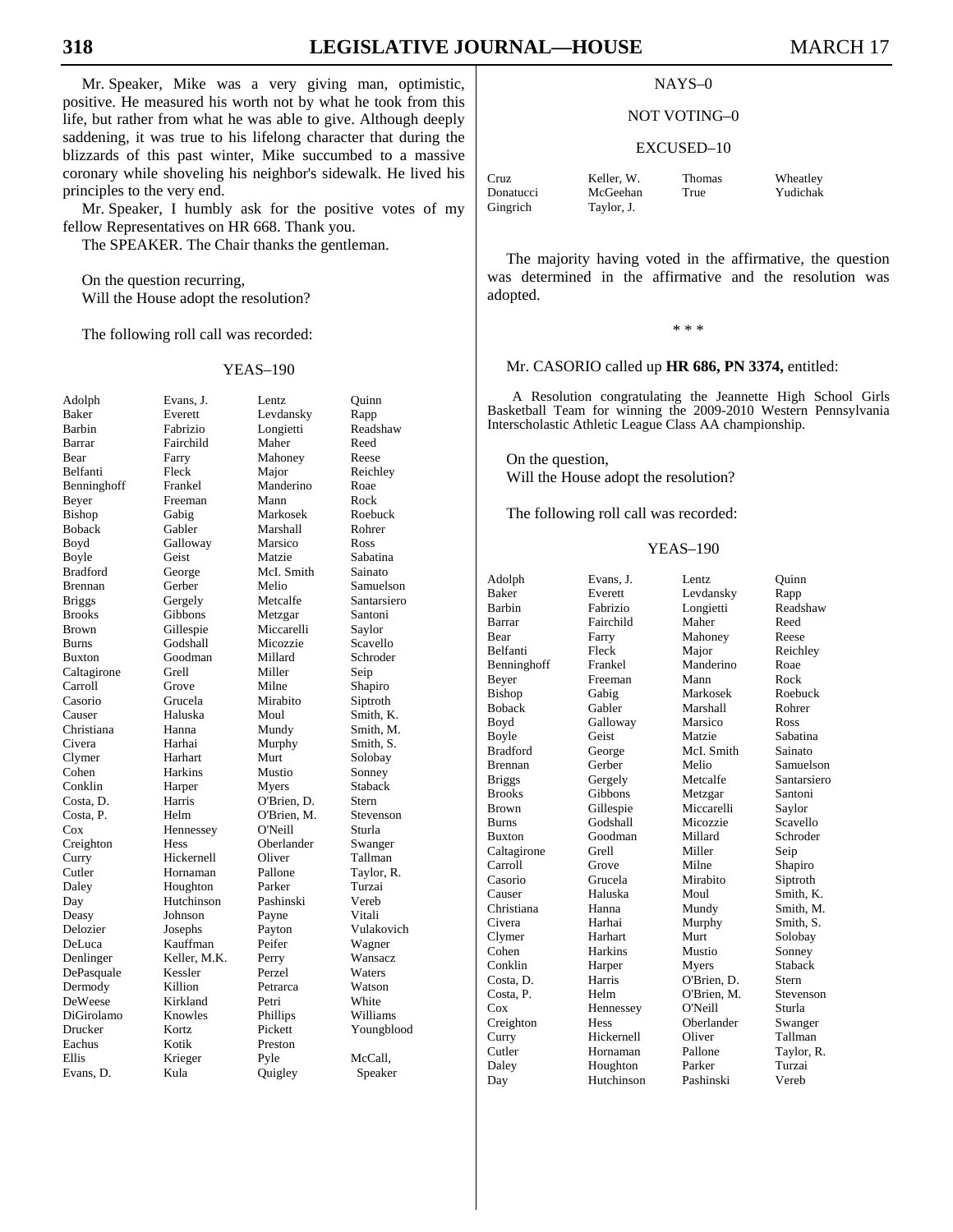Mr. Speaker, Mike was a very giving man, optimistic, positive. He measured his worth not by what he took from this life, but rather from what he was able to give. Although deeply saddening, it was true to his lifelong character that during the blizzards of this past winter, Mike succumbed to a massive coronary while shoveling his neighbor's sidewalk. He lived his principles to the very end.

Mr. Speaker, I humbly ask for the positive votes of my fellow Representatives on HR 668. Thank you.

The SPEAKER. The Chair thanks the gentleman.

On the question recurring,
Will the House adopt the resolution?

The following roll call was recorded:

YEAS–190

| | | | |
|---|---|---|---|
| Adolph | Evans, J. | Lentz | Quinn |
| Baker | Everett | Levdansky | Rapp |
| Barbin | Fabrizio | Longietti | Readshaw |
| Barrar | Fairchild | Maher | Reed |
| Bear | Farry | Mahoney | Reese |
| Belfanti | Fleck | Major | Reichley |
| Benninghoff | Frankel | Manderino | Roae |
| Beyer | Freeman | Mann | Rock |
| Bishop | Gabig | Markosek | Roebuck |
| Boback | Gabler | Marshall | Rohrer |
| Boyd | Galloway | Marsico | Ross |
| Boyle | Geist | Matzie | Sabatina |
| Bradford | George | McI. Smith | Sainato |
| Brennan | Gerber | Melio | Samuelson |
| Briggs | Gergely | Metcalfe | Santarsiero |
| Brooks | Gibbons | Metzgar | Santoni |
| Brown | Gillespie | Miccarelli | Saylor |
| Burns | Godshall | Micozzie | Scavello |
| Buxton | Goodman | Millard | Schroder |
| Caltagirone | Grell | Miller | Seip |
| Carroll | Grove | Milne | Shapiro |
| Casorio | Grucela | Mirabito | Siptroth |
| Causer | Haluska | Moul | Smith, K. |
| Christiana | Hanna | Mundy | Smith, M. |
| Civera | Harhai | Murphy | Smith, S. |
| Clymer | Harhart | Murt | Solobay |
| Cohen | Harkins | Mustio | Sonney |
| Conklin | Harper | Myers | Staback |
| Costa, D. | Harris | O'Brien, D. | Stern |
| Costa, P. | Helm | O'Brien, M. | Stevenson |
| Cox | Hennessey | O'Neill | Sturla |
| Creighton | Hess | Oberlander | Swanger |
| Curry | Hickernell | Oliver | Tallman |
| Cutler | Hornaman | Pallone | Taylor, R. |
| Daley | Houghton | Parker | Turzai |
| Day | Hutchinson | Pashinski | Vereb |
| Deasy | Johnson | Payne | Vitali |
| Delozier | Josephs | Payton | Vulakovich |
| DeLuca | Kauffman | Peifer | Wagner |
| Denlinger | Keller, M.K. | Perry | Wansacz |
| DePasquale | Kessler | Perzel | Waters |
| Dermody | Killion | Petrarca | Watson |
| DeWeese | Kirkland | Petri | White |
| DiGirolamo | Knowles | Phillips | Williams |
| Drucker | Kortz | Pickett | Youngblood |
| Eachus | Kotik | Preston | |
| Ellis | Krieger | Pyle | McCall, |
| Evans, D. | Kula | Quigley | Speaker |

NAYS–0

NOT VOTING–0

EXCUSED–10

| | | | |
|---|---|---|---|
| Cruz | Keller, W. | Thomas | Wheatley |
| Donatucci | McGeehan | True | Yudichak |
| Gingrich | Taylor, J. | | |

The majority having voted in the affirmative, the question was determined in the affirmative and the resolution was adopted.

\* \* \*

Mr. CASORIO called up **HR 686, PN 3374,** entitled:

A Resolution congratulating the Jeannette High School Girls Basketball Team for winning the 2009-2010 Western Pennsylvania Interscholastic Athletic League Class AA championship.

On the question,
Will the House adopt the resolution?

The following roll call was recorded:

YEAS–190

| | | | |
|---|---|---|---|
| Adolph | Evans, J. | Lentz | Quinn |
| Baker | Everett | Levdansky | Rapp |
| Barbin | Fabrizio | Longietti | Readshaw |
| Barrar | Fairchild | Maher | Reed |
| Bear | Farry | Mahoney | Reese |
| Belfanti | Fleck | Major | Reichley |
| Benninghoff | Frankel | Manderino | Roae |
| Beyer | Freeman | Mann | Rock |
| Bishop | Gabig | Markosek | Roebuck |
| Boback | Gabler | Marshall | Rohrer |
| Boyd | Galloway | Marsico | Ross |
| Boyle | Geist | Matzie | Sabatina |
| Bradford | George | McI. Smith | Sainato |
| Brennan | Gerber | Melio | Samuelson |
| Briggs | Gergely | Metcalfe | Santarsiero |
| Brooks | Gibbons | Metzgar | Santoni |
| Brown | Gillespie | Miccarelli | Saylor |
| Burns | Godshall | Micozzie | Scavello |
| Buxton | Goodman | Millard | Schroder |
| Caltagirone | Grell | Miller | Seip |
| Carroll | Grove | Milne | Shapiro |
| Casorio | Grucela | Mirabito | Siptroth |
| Causer | Haluska | Moul | Smith, K. |
| Christiana | Hanna | Mundy | Smith, M. |
| Civera | Harhai | Murphy | Smith, S. |
| Clymer | Harhart | Murt | Solobay |
| Cohen | Harkins | Mustio | Sonney |
| Conklin | Harper | Myers | Staback |
| Costa, D. | Harris | O'Brien, D. | Stern |
| Costa, P. | Helm | O'Brien, M. | Stevenson |
| Cox | Hennessey | O'Neill | Sturla |
| Creighton | Hess | Oberlander | Swanger |
| Curry | Hickernell | Oliver | Tallman |
| Cutler | Hornaman | Pallone | Taylor, R. |
| Daley | Houghton | Parker | Turzai |
| Day | Hutchinson | Pashinski | Vereb |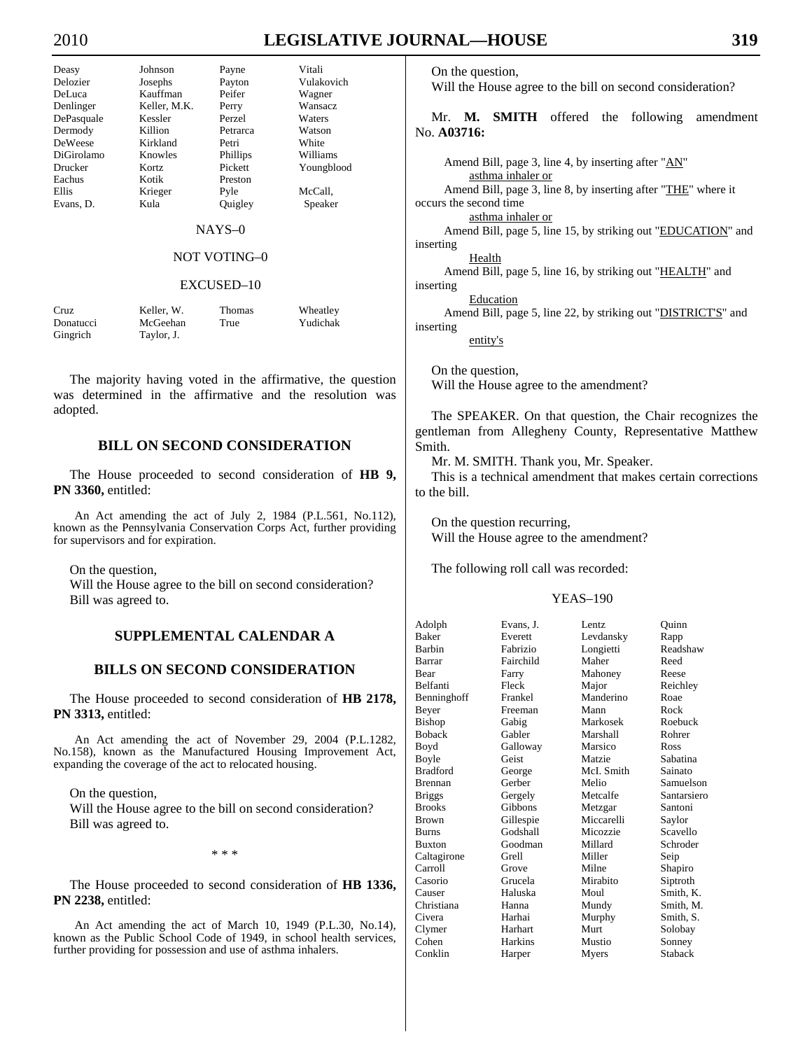| | | | |
|---|---|---|---|
| Deasy | Johnson | Payne | Vitali |
| Delozier | Josephs | Payton | Vulakovich |
| DeLuca | Kauffman | Peifer | Wagner |
| Denlinger | Keller, M.K. | Perry | Wansacz |
| DePasquale | Kessler | Perzel | Waters |
| Dermody | Killion | Petrarca | Watson |
| DeWeese | Kirkland | Petri | White |
| DiGirolamo | Knowles | Phillips | Williams |
| Drucker | Kortz | Pickett | Youngblood |
| Eachus | Kotik | Preston | |
| Ellis | Krieger | Pyle | McCall, |
| Evans, D. | Kula | Quigley | Speaker |

NAYS–0

NOT VOTING–0

EXCUSED–10

| | | | |
|---|---|---|---|
| Cruz | Keller, W. | Thomas | Wheatley |
| Donatucci | McGeehan | True | Yudichak |
| Gingrich | Taylor, J. | | |

The majority having voted in the affirmative, the question was determined in the affirmative and the resolution was adopted.

## BILL ON SECOND CONSIDERATION

The House proceeded to second consideration of **HB 9, PN 3360,** entitled:

An Act amending the act of July 2, 1984 (P.L.561, No.112), known as the Pennsylvania Conservation Corps Act, further providing for supervisors and for expiration.

On the question,
Will the House agree to the bill on second consideration?
Bill was agreed to.

## SUPPLEMENTAL CALENDAR A

## BILLS ON SECOND CONSIDERATION

The House proceeded to second consideration of **HB 2178, PN 3313,** entitled:

An Act amending the act of November 29, 2004 (P.L.1282, No.158), known as the Manufactured Housing Improvement Act, expanding the coverage of the act to relocated housing.

On the question,
Will the House agree to the bill on second consideration?
Bill was agreed to.

\* \* \*

The House proceeded to second consideration of **HB 1336, PN 2238,** entitled:

An Act amending the act of March 10, 1949 (P.L.30, No.14), known as the Public School Code of 1949, in school health services, further providing for possession and use of asthma inhalers.

On the question,
Will the House agree to the bill on second consideration?

Mr. **M. SMITH** offered the following amendment No. **A03716:**

Amend Bill, page 3, line 4, by inserting after "AN"
asthma inhaler or
Amend Bill, page 3, line 8, by inserting after "THE" where it occurs the second time
asthma inhaler or
Amend Bill, page 5, line 15, by striking out "EDUCATION" and inserting
Health
Amend Bill, page 5, line 16, by striking out "HEALTH" and inserting
Education
Amend Bill, page 5, line 22, by striking out "DISTRICT'S" and inserting
entity's

On the question,
Will the House agree to the amendment?

The SPEAKER. On that question, the Chair recognizes the gentleman from Allegheny County, Representative Matthew Smith.

Mr. M. SMITH. Thank you, Mr. Speaker.

This is a technical amendment that makes certain corrections to the bill.

On the question recurring,
Will the House agree to the amendment?

The following roll call was recorded:

YEAS–190

| | | | |
|---|---|---|---|
| Adolph | Evans, J. | Lentz | Quinn |
| Baker | Everett | Levdansky | Rapp |
| Barbin | Fabrizio | Longietti | Readshaw |
| Barrar | Fairchild | Maher | Reed |
| Bear | Farry | Mahoney | Reese |
| Belfanti | Fleck | Major | Reichley |
| Benninghoff | Frankel | Manderino | Roae |
| Beyer | Freeman | Mann | Rock |
| Bishop | Gabig | Markosek | Roebuck |
| Boback | Gabler | Marshall | Rohrer |
| Boyd | Galloway | Marsico | Ross |
| Boyle | Geist | Matzie | Sabatina |
| Bradford | George | McI. Smith | Sainato |
| Brennan | Gerber | Melio | Samuelson |
| Briggs | Gergely | Metcalfe | Santarsiero |
| Brooks | Gibbons | Metzgar | Santoni |
| Brown | Gillespie | Miccarelli | Saylor |
| Burns | Godshall | Micozzie | Scavello |
| Buxton | Goodman | Millard | Schroder |
| Caltagirone | Grell | Miller | Seip |
| Carroll | Grove | Milne | Shapiro |
| Casorio | Grucela | Mirabito | Siptroth |
| Causer | Haluska | Moul | Smith, K. |
| Christiana | Hanna | Mundy | Smith, M. |
| Civera | Harhai | Murphy | Smith, S. |
| Clymer | Harhart | Murt | Solobay |
| Cohen | Harkins | Mustio | Sonney |
| Conklin | Harper | Myers | Staback |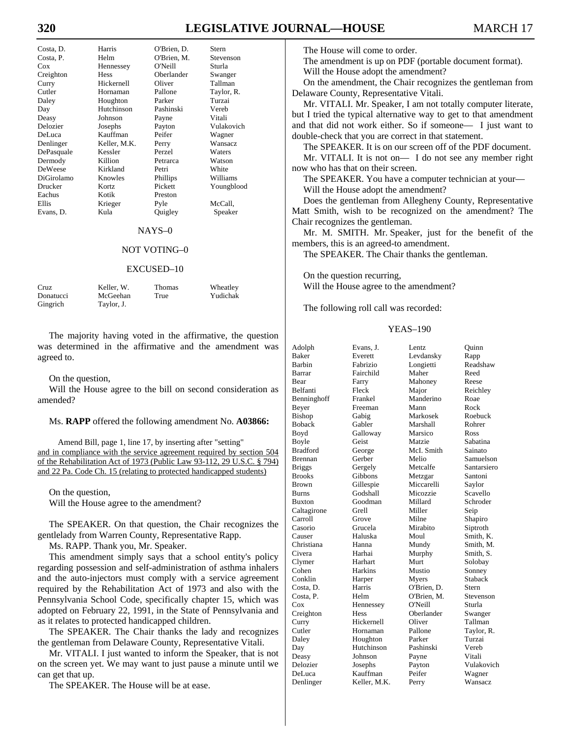| | | | |
|---|---|---|---|
| Costa, D. | Harris | O'Brien, D. | Stern |
| Costa, P. | Helm | O'Brien, M. | Stevenson |
| Cox | Hennessey | O'Neill | Sturla |
| Creighton | Hess | Oberlander | Swanger |
| Curry | Hickernell | Oliver | Tallman |
| Cutler | Hornaman | Pallone | Taylor, R. |
| Daley | Houghton | Parker | Turzai |
| Day | Hutchinson | Pashinski | Vereb |
| Deasy | Johnson | Payne | Vitali |
| Delozier | Josephs | Payton | Vulakovich |
| DeLuca | Kauffman | Peifer | Wagner |
| Denlinger | Keller, M.K. | Perry | Wansacz |
| DePasquale | Kessler | Perzel | Waters |
| Dermody | Killion | Petrarca | Watson |
| DeWeese | Kirkland | Petri | White |
| DiGirolamo | Knowles | Phillips | Williams |
| Drucker | Kortz | Pickett | Youngblood |
| Eachus | Kotik | Preston | |
| Ellis | Krieger | Pyle | McCall, |
| Evans, D. | Kula | Quigley | Speaker |

NAYS–0

NOT VOTING–0

EXCUSED–10

| | | | |
|---|---|---|---|
| Cruz | Keller, W. | Thomas | Wheatley |
| Donatucci | McGeehan | True | Yudichak |
| Gingrich | Taylor, J. | | |

The majority having voted in the affirmative, the question was determined in the affirmative and the amendment was agreed to.

On the question,
Will the House agree to the bill on second consideration as amended?

Ms. **RAPP** offered the following amendment No. **A03866:**

Amend Bill, page 1, line 17, by inserting after "setting"
and in compliance with the service agreement required by section 504 of the Rehabilitation Act of 1973 (Public Law 93-112, 29 U.S.C. § 794) and 22 Pa. Code Ch. 15 (relating to protected handicapped students)

On the question,
Will the House agree to the amendment?

The SPEAKER. On that question, the Chair recognizes the gentlelady from Warren County, Representative Rapp.

Ms. RAPP. Thank you, Mr. Speaker.

This amendment simply says that a school entity's policy regarding possession and self-administration of asthma inhalers and the auto-injectors must comply with a service agreement required by the Rehabilitation Act of 1973 and also with the Pennsylvania School Code, specifically chapter 15, which was adopted on February 22, 1991, in the State of Pennsylvania and as it relates to protected handicapped children.

The SPEAKER. The Chair thanks the lady and recognizes the gentleman from Delaware County, Representative Vitali.

Mr. VITALI. I just wanted to inform the Speaker, that is not on the screen yet. We may want to just pause a minute until we can get that up.

The SPEAKER. The House will be at ease.

The House will come to order.

The amendment is up on PDF (portable document format).

Will the House adopt the amendment?

On the amendment, the Chair recognizes the gentleman from Delaware County, Representative Vitali.

Mr. VITALI. Mr. Speaker, I am not totally computer literate, but I tried the typical alternative way to get to that amendment and that did not work either. So if someone— I just want to double-check that you are correct in that statement.

The SPEAKER. It is on our screen off of the PDF document.

Mr. VITALI. It is not on— I do not see any member right now who has that on their screen.

The SPEAKER. You have a computer technician at your—

Will the House adopt the amendment?

Does the gentleman from Allegheny County, Representative Matt Smith, wish to be recognized on the amendment? The Chair recognizes the gentleman.

Mr. M. SMITH. Mr. Speaker, just for the benefit of the members, this is an agreed-to amendment.

The SPEAKER. The Chair thanks the gentleman.

On the question recurring,
Will the House agree to the amendment?

The following roll call was recorded:

YEAS–190

| | | | |
|---|---|---|---|
| Adolph | Evans, J. | Lentz | Quinn |
| Baker | Everett | Levdansky | Rapp |
| Barbin | Fabrizio | Longietti | Readshaw |
| Barrar | Fairchild | Maher | Reed |
| Bear | Farry | Mahoney | Reese |
| Belfanti | Fleck | Major | Reichley |
| Benninghoff | Frankel | Manderino | Roae |
| Beyer | Freeman | Mann | Rock |
| Bishop | Gabig | Markosek | Roebuck |
| Boback | Gabler | Marshall | Rohrer |
| Boyd | Galloway | Marsico | Ross |
| Boyle | Geist | Matzie | Sabatina |
| Bradford | George | McI. Smith | Sainato |
| Brennan | Gerber | Melio | Samuelson |
| Briggs | Gergely | Metcalfe | Santarsiero |
| Brooks | Gibbons | Metzgar | Santoni |
| Brown | Gillespie | Miccarelli | Saylor |
| Burns | Godshall | Micozzie | Scavello |
| Buxton | Goodman | Millard | Schroder |
| Caltagirone | Grell | Miller | Seip |
| Carroll | Grove | Milne | Shapiro |
| Casorio | Grucela | Mirabito | Siptroth |
| Causer | Haluska | Moul | Smith, K. |
| Christiana | Hanna | Mundy | Smith, M. |
| Civera | Harhai | Murphy | Smith, S. |
| Clymer | Harhart | Murt | Solobay |
| Cohen | Harkins | Mustio | Sonney |
| Conklin | Harper | Myers | Staback |
| Costa, D. | Harris | O'Brien, D. | Stern |
| Costa, P. | Helm | O'Brien, M. | Stevenson |
| Cox | Hennessey | O'Neill | Sturla |
| Creighton | Hess | Oberlander | Swanger |
| Curry | Hickernell | Oliver | Tallman |
| Cutler | Hornaman | Pallone | Taylor, R. |
| Daley | Houghton | Parker | Turzai |
| Day | Hutchinson | Pashinski | Vereb |
| Deasy | Johnson | Payne | Vitali |
| Delozier | Josephs | Payton | Vulakovich |
| DeLuca | Kauffman | Peifer | Wagner |
| Denlinger | Keller, M.K. | Perry | Wansacz |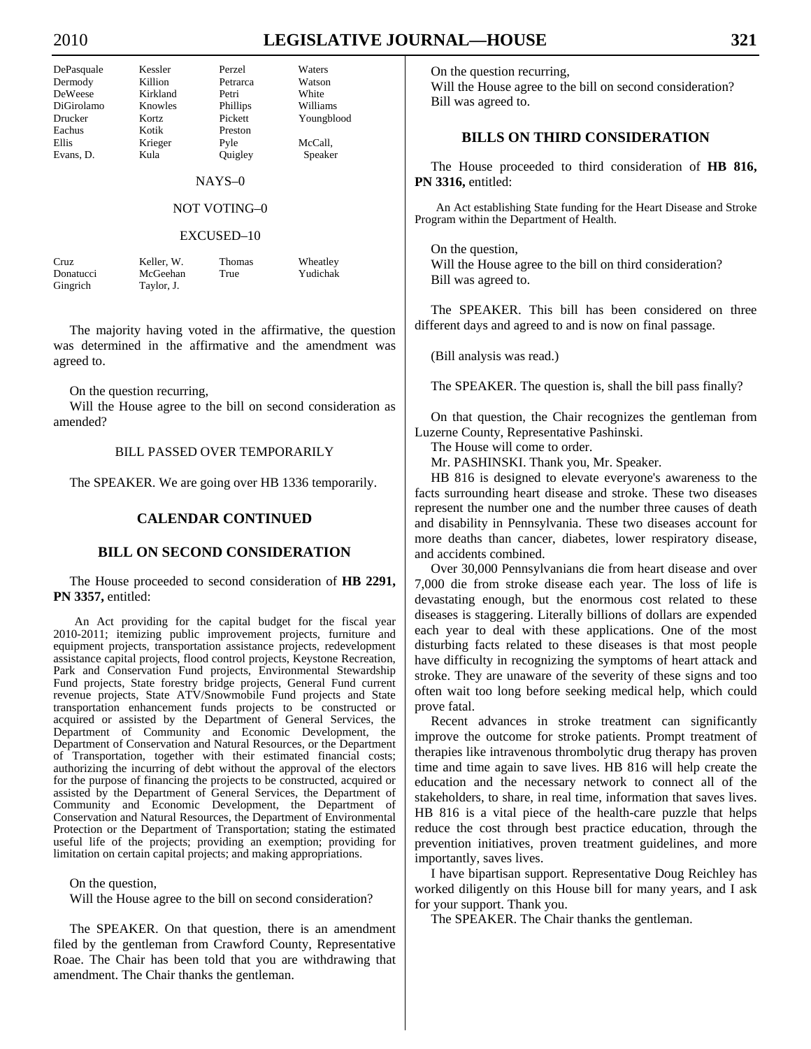| | | | |
|---|---|---|---|
| DePasquale | Kessler | Perzel | Waters |
| Dermody | Killion | Petrarca | Watson |
| DeWeese | Kirkland | Petri | White |
| DiGirolamo | Knowles | Phillips | Williams |
| Drucker | Kortz | Pickett | Youngblood |
| Eachus | Kotik | Preston | |
| Ellis | Krieger | Pyle | McCall, |
| Evans, D. | Kula | Quigley | Speaker |

NAYS–0

NOT VOTING–0

EXCUSED–10

| | | | |
|---|---|---|---|
| Cruz | Keller, W. | Thomas | Wheatley |
| Donatucci | McGeehan | True | Yudichak |
| Gingrich | Taylor, J. | | |

The majority having voted in the affirmative, the question was determined in the affirmative and the amendment was agreed to.

On the question recurring,

Will the House agree to the bill on second consideration as amended?

BILL PASSED OVER TEMPORARILY

The SPEAKER. We are going over HB 1336 temporarily.

## CALENDAR CONTINUED

## BILL ON SECOND CONSIDERATION

The House proceeded to second consideration of **HB 2291, PN 3357,** entitled:

An Act providing for the capital budget for the fiscal year 2010-2011; itemizing public improvement projects, furniture and equipment projects, transportation assistance projects, redevelopment assistance capital projects, flood control projects, Keystone Recreation, Park and Conservation Fund projects, Environmental Stewardship Fund projects, State forestry bridge projects, General Fund current revenue projects, State ATV/Snowmobile Fund projects and State transportation enhancement funds projects to be constructed or acquired or assisted by the Department of General Services, the Department of Community and Economic Development, the Department of Conservation and Natural Resources, or the Department of Transportation, together with their estimated financial costs; authorizing the incurring of debt without the approval of the electors for the purpose of financing the projects to be constructed, acquired or assisted by the Department of General Services, the Department of Community and Economic Development, the Department of Conservation and Natural Resources, the Department of Environmental Protection or the Department of Transportation; stating the estimated useful life of the projects; providing an exemption; providing for limitation on certain capital projects; and making appropriations.

On the question,

Will the House agree to the bill on second consideration?

The SPEAKER. On that question, there is an amendment filed by the gentleman from Crawford County, Representative Roae. The Chair has been told that you are withdrawing that amendment. The Chair thanks the gentleman.

On the question recurring,

Will the House agree to the bill on second consideration?

Bill was agreed to.

## BILLS ON THIRD CONSIDERATION

The House proceeded to third consideration of **HB 816, PN 3316,** entitled:

An Act establishing State funding for the Heart Disease and Stroke Program within the Department of Health.

On the question,

Will the House agree to the bill on third consideration?

Bill was agreed to.

The SPEAKER. This bill has been considered on three different days and agreed to and is now on final passage.

(Bill analysis was read.)

The SPEAKER. The question is, shall the bill pass finally?

On that question, the Chair recognizes the gentleman from Luzerne County, Representative Pashinski.

The House will come to order.

Mr. PASHINSKI. Thank you, Mr. Speaker.

HB 816 is designed to elevate everyone's awareness to the facts surrounding heart disease and stroke. These two diseases represent the number one and the number three causes of death and disability in Pennsylvania. These two diseases account for more deaths than cancer, diabetes, lower respiratory disease, and accidents combined.

Over 30,000 Pennsylvanians die from heart disease and over 7,000 die from stroke disease each year. The loss of life is devastating enough, but the enormous cost related to these diseases is staggering. Literally billions of dollars are expended each year to deal with these applications. One of the most disturbing facts related to these diseases is that most people have difficulty in recognizing the symptoms of heart attack and stroke. They are unaware of the severity of these signs and too often wait too long before seeking medical help, which could prove fatal.

Recent advances in stroke treatment can significantly improve the outcome for stroke patients. Prompt treatment of therapies like intravenous thrombolytic drug therapy has proven time and time again to save lives. HB 816 will help create the education and the necessary network to connect all of the stakeholders, to share, in real time, information that saves lives. HB 816 is a vital piece of the health-care puzzle that helps reduce the cost through best practice education, through the prevention initiatives, proven treatment guidelines, and more importantly, saves lives.

I have bipartisan support. Representative Doug Reichley has worked diligently on this House bill for many years, and I ask for your support. Thank you.

The SPEAKER. The Chair thanks the gentleman.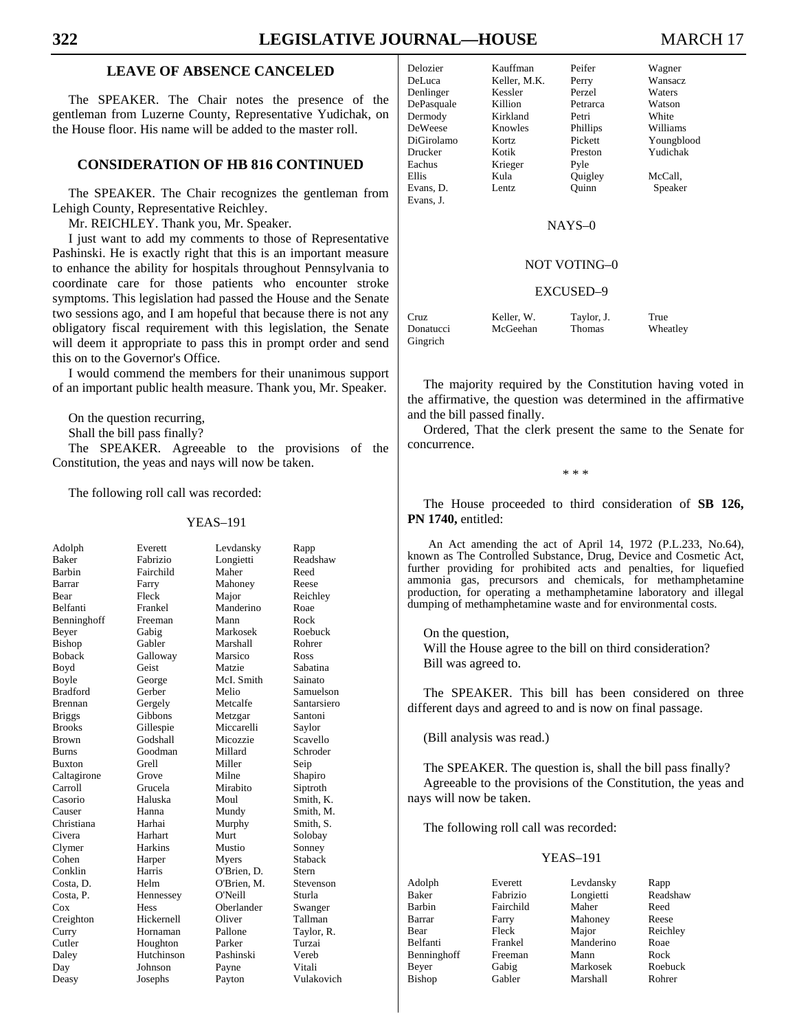## LEAVE OF ABSENCE CANCELED

The SPEAKER. The Chair notes the presence of the gentleman from Luzerne County, Representative Yudichak, on the House floor. His name will be added to the master roll.

## CONSIDERATION OF HB 816 CONTINUED

The SPEAKER. The Chair recognizes the gentleman from Lehigh County, Representative Reichley.

Mr. REICHLEY. Thank you, Mr. Speaker.

I just want to add my comments to those of Representative Pashinski. He is exactly right that this is an important measure to enhance the ability for hospitals throughout Pennsylvania to coordinate care for those patients who encounter stroke symptoms. This legislation had passed the House and the Senate two sessions ago, and I am hopeful that because there is not any obligatory fiscal requirement with this legislation, the Senate will deem it appropriate to pass this in prompt order and send this on to the Governor's Office.

I would commend the members for their unanimous support of an important public health measure. Thank you, Mr. Speaker.

On the question recurring,

Shall the bill pass finally?

The SPEAKER. Agreeable to the provisions of the Constitution, the yeas and nays will now be taken.

The following roll call was recorded:

YEAS–191

| | | | |
|---|---|---|---|
| Adolph | Everett | Levdansky | Rapp |
| Baker | Fabrizio | Longietti | Readshaw |
| Barbin | Fairchild | Maher | Reed |
| Barrar | Farry | Mahoney | Reese |
| Bear | Fleck | Major | Reichley |
| Belfanti | Frankel | Manderino | Roae |
| Benninghoff | Freeman | Mann | Rock |
| Beyer | Gabig | Markosek | Roebuck |
| Bishop | Gabler | Marshall | Rohrer |
| Boback | Galloway | Marsico | Ross |
| Boyd | Geist | Matzie | Sabatina |
| Boyle | George | McI. Smith | Sainato |
| Bradford | Gerber | Melio | Samuelson |
| Brennan | Gergely | Metcalfe | Santarsiero |
| Briggs | Gibbons | Metzgar | Santoni |
| Brooks | Gillespie | Miccarelli | Saylor |
| Brown | Godshall | Micozzie | Scavello |
| Burns | Goodman | Millard | Schroder |
| Buxton | Grell | Miller | Seip |
| Caltagirone | Grove | Milne | Shapiro |
| Carroll | Grucela | Mirabito | Siptroth |
| Casorio | Haluska | Moul | Smith, K. |
| Causer | Hanna | Mundy | Smith, M. |
| Christiana | Harhai | Murphy | Smith, S. |
| Civera | Harhart | Murt | Solobay |
| Clymer | Harkins | Mustio | Sonney |
| Cohen | Harper | Myers | Staback |
| Conklin | Harris | O'Brien, D. | Stern |
| Costa, D. | Helm | O'Brien, M. | Stevenson |
| Costa, P. | Hennessey | O'Neill | Sturla |
| Cox | Hess | Oberlander | Swanger |
| Creighton | Hickernell | Oliver | Tallman |
| Curry | Hornaman | Pallone | Taylor, R. |
| Cutler | Houghton | Parker | Turzai |
| Daley | Hutchinson | Pashinski | Vereb |
| Day | Johnson | Payne | Vitali |
| Deasy | Josephs | Payton | Vulakovich |
| Delozier | Kauffman | Peifer | Wagner |
| DeLuca | Keller, M.K. | Perry | Wansacz |
| Denlinger | Kessler | Perzel | Waters |
| DePasquale | Killion | Petrarca | Watson |
| Dermody | Kirkland | Petri | White |
| DeWeese | Knowles | Phillips | Williams |
| DiGirolamo | Kortz | Pickett | Youngblood |
| Drucker | Kotik | Preston | Yudichak |
| Eachus | Krieger | Pyle | |
| Ellis | Kula | Quigley | McCall, |
| Evans, D. | Lentz | Quinn | Speaker |
| Evans, J. | | | |

NAYS–0

NOT VOTING–0

EXCUSED–9

| | | | |
|---|---|---|---|
| Cruz | Keller, W. | Taylor, J. | True |
| Donatucci | McGeehan | Thomas | Wheatley |
| Gingrich | | | |

The majority required by the Constitution having voted in the affirmative, the question was determined in the affirmative and the bill passed finally.

Ordered, That the clerk present the same to the Senate for concurrence.

\* \* \*

The House proceeded to third consideration of **SB 126, PN 1740,** entitled:

An Act amending the act of April 14, 1972 (P.L.233, No.64), known as The Controlled Substance, Drug, Device and Cosmetic Act, further providing for prohibited acts and penalties, for liquefied ammonia gas, precursors and chemicals, for methamphetamine production, for operating a methamphetamine laboratory and illegal dumping of methamphetamine waste and for environmental costs.

On the question,

Will the House agree to the bill on third consideration?

Bill was agreed to.

The SPEAKER. This bill has been considered on three different days and agreed to and is now on final passage.

(Bill analysis was read.)

The SPEAKER. The question is, shall the bill pass finally?

Agreeable to the provisions of the Constitution, the yeas and nays will now be taken.

The following roll call was recorded:

YEAS–191

| | | | |
|---|---|---|---|
| Adolph | Everett | Levdansky | Rapp |
| Baker | Fabrizio | Longietti | Readshaw |
| Barbin | Fairchild | Maher | Reed |
| Barrar | Farry | Mahoney | Reese |
| Bear | Fleck | Major | Reichley |
| Belfanti | Frankel | Manderino | Roae |
| Benninghoff | Freeman | Mann | Rock |
| Beyer | Gabig | Markosek | Roebuck |
| Bishop | Gabler | Marshall | Rohrer |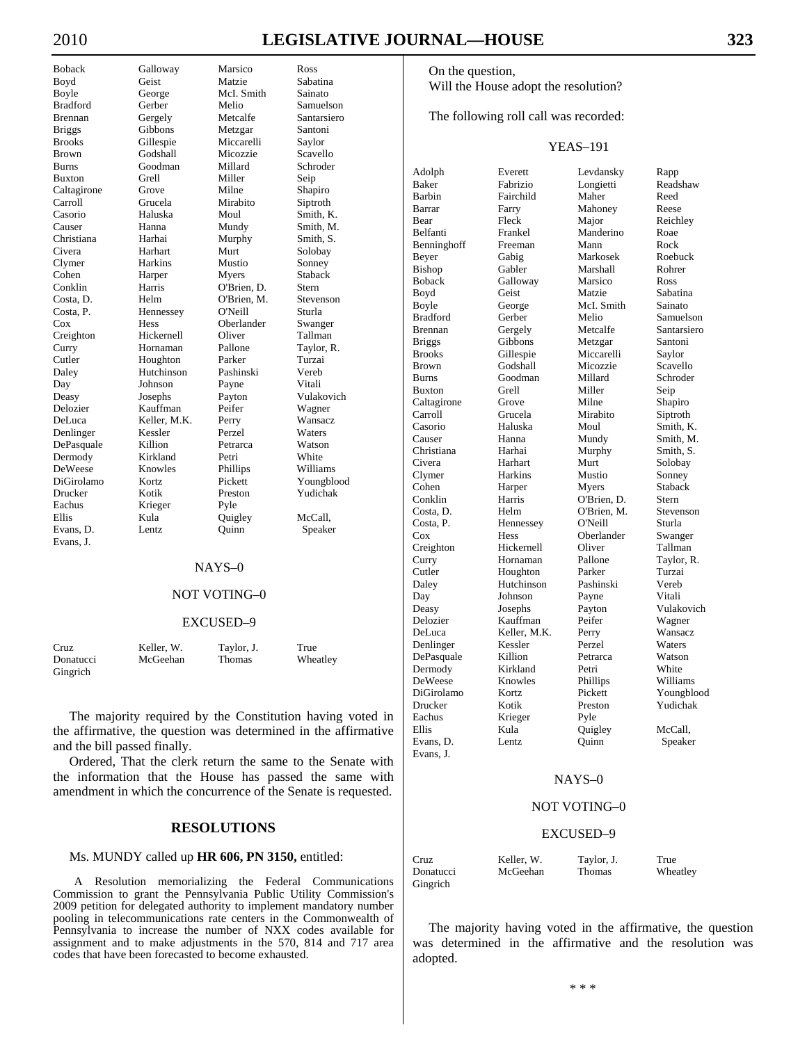| | | | |
|---|---|---|---|
| Boback | Galloway | Marsico | Ross |
| Boyd | Geist | Matzie | Sabatina |
| Boyle | George | McI. Smith | Sainato |
| Bradford | Gerber | Melio | Samuelson |
| Brennan | Gergely | Metcalfe | Santarsiero |
| Briggs | Gibbons | Metzgar | Santoni |
| Brooks | Gillespie | Miccarelli | Saylor |
| Brown | Godshall | Micozzie | Scavello |
| Burns | Goodman | Millard | Schroder |
| Buxton | Grell | Miller | Seip |
| Caltagirone | Grove | Milne | Shapiro |
| Carroll | Grucela | Mirabito | Siptroth |
| Casorio | Haluska | Moul | Smith, K. |
| Causer | Hanna | Mundy | Smith, M. |
| Christiana | Harhai | Murphy | Smith, S. |
| Civera | Harhart | Murt | Solobay |
| Clymer | Harkins | Mustio | Sonney |
| Cohen | Harper | Myers | Staback |
| Conklin | Harris | O'Brien, D. | Stern |
| Costa, D. | Helm | O'Brien, M. | Stevenson |
| Costa, P. | Hennessey | O'Neill | Sturla |
| Cox | Hess | Oberlander | Swanger |
| Creighton | Hickernell | Oliver | Tallman |
| Curry | Hornaman | Pallone | Taylor, R. |
| Cutler | Houghton | Parker | Turzai |
| Daley | Hutchinson | Pashinski | Vereb |
| Day | Johnson | Payne | Vitali |
| Deasy | Josephs | Payton | Vulakovich |
| Delozier | Kauffman | Peifer | Wagner |
| DeLuca | Keller, M.K. | Perry | Wansacz |
| Denlinger | Kessler | Perzel | Waters |
| DePasquale | Killion | Petrarca | Watson |
| Dermody | Kirkland | Petri | White |
| DeWeese | Knowles | Phillips | Williams |
| DiGirolamo | Kortz | Pickett | Youngblood |
| Drucker | Kotik | Preston | Yudichak |
| Eachus | Krieger | Pyle | |
| Ellis | Kula | Quigley | McCall, |
| Evans, D. | Lentz | Quinn | Speaker |
| Evans, J. | | | |

NAYS–0

NOT VOTING–0

EXCUSED–9

| | | | |
|---|---|---|---|
| Cruz | Keller, W. | Taylor, J. | True |
| Donatucci | McGeehan | Thomas | Wheatley |
| Gingrich | | | |

The majority required by the Constitution having voted in the affirmative, the question was determined in the affirmative and the bill passed finally.

Ordered, That the clerk return the same to the Senate with the information that the House has passed the same with amendment in which the concurrence of the Senate is requested.

## RESOLUTIONS

Ms. MUNDY called up **HR 606, PN 3150,** entitled:

A Resolution memorializing the Federal Communications Commission to grant the Pennsylvania Public Utility Commission's 2009 petition for delegated authority to implement mandatory number pooling in telecommunications rate centers in the Commonwealth of Pennsylvania to increase the number of NXX codes available for assignment and to make adjustments in the 570, 814 and 717 area codes that have been forecasted to become exhausted.

On the question,
Will the House adopt the resolution?

The following roll call was recorded:

YEAS–191

| | | | |
|---|---|---|---|
| Adolph | Everett | Levdansky | Rapp |
| Baker | Fabrizio | Longietti | Readshaw |
| Barbin | Fairchild | Maher | Reed |
| Barrar | Farry | Mahoney | Reese |
| Bear | Fleck | Major | Reichley |
| Belfanti | Frankel | Manderino | Roae |
| Benninghoff | Freeman | Mann | Rock |
| Beyer | Gabig | Markosek | Roebuck |
| Bishop | Gabler | Marshall | Rohrer |
| Boback | Galloway | Marsico | Ross |
| Boyd | Geist | Matzie | Sabatina |
| Boyle | George | McI. Smith | Sainato |
| Bradford | Gerber | Melio | Samuelson |
| Brennan | Gergely | Metcalfe | Santarsiero |
| Briggs | Gibbons | Metzgar | Santoni |
| Brooks | Gillespie | Miccarelli | Saylor |
| Brown | Godshall | Micozzie | Scavello |
| Burns | Goodman | Millard | Schroder |
| Buxton | Grell | Miller | Seip |
| Caltagirone | Grove | Milne | Shapiro |
| Carroll | Grucela | Mirabito | Siptroth |
| Casorio | Haluska | Moul | Smith, K. |
| Causer | Hanna | Mundy | Smith, M. |
| Christiana | Harhai | Murphy | Smith, S. |
| Civera | Harhart | Murt | Solobay |
| Clymer | Harkins | Mustio | Sonney |
| Cohen | Harper | Myers | Staback |
| Conklin | Harris | O'Brien, D. | Stern |
| Costa, D. | Helm | O'Brien, M. | Stevenson |
| Costa, P. | Hennessey | O'Neill | Sturla |
| Cox | Hess | Oberlander | Swanger |
| Creighton | Hickernell | Oliver | Tallman |
| Curry | Hornaman | Pallone | Taylor, R. |
| Cutler | Houghton | Parker | Turzai |
| Daley | Hutchinson | Pashinski | Vereb |
| Day | Johnson | Payne | Vitali |
| Deasy | Josephs | Payton | Vulakovich |
| Delozier | Kauffman | Peifer | Wagner |
| DeLuca | Keller, M.K. | Perry | Wansacz |
| Denlinger | Kessler | Perzel | Waters |
| DePasquale | Killion | Petrarca | Watson |
| Dermody | Kirkland | Petri | White |
| DeWeese | Knowles | Phillips | Williams |
| DiGirolamo | Kortz | Pickett | Youngblood |
| Drucker | Kotik | Preston | Yudichak |
| Eachus | Krieger | Pyle | |
| Ellis | Kula | Quigley | McCall, |
| Evans, D. | Lentz | Quinn | Speaker |
| Evans, J. | | | |

NAYS–0

NOT VOTING–0

EXCUSED–9

| | | | |
|---|---|---|---|
| Cruz | Keller, W. | Taylor, J. | True |
| Donatucci | McGeehan | Thomas | Wheatley |
| Gingrich | | | |

The majority having voted in the affirmative, the question was determined in the affirmative and the resolution was adopted.

\* \* \*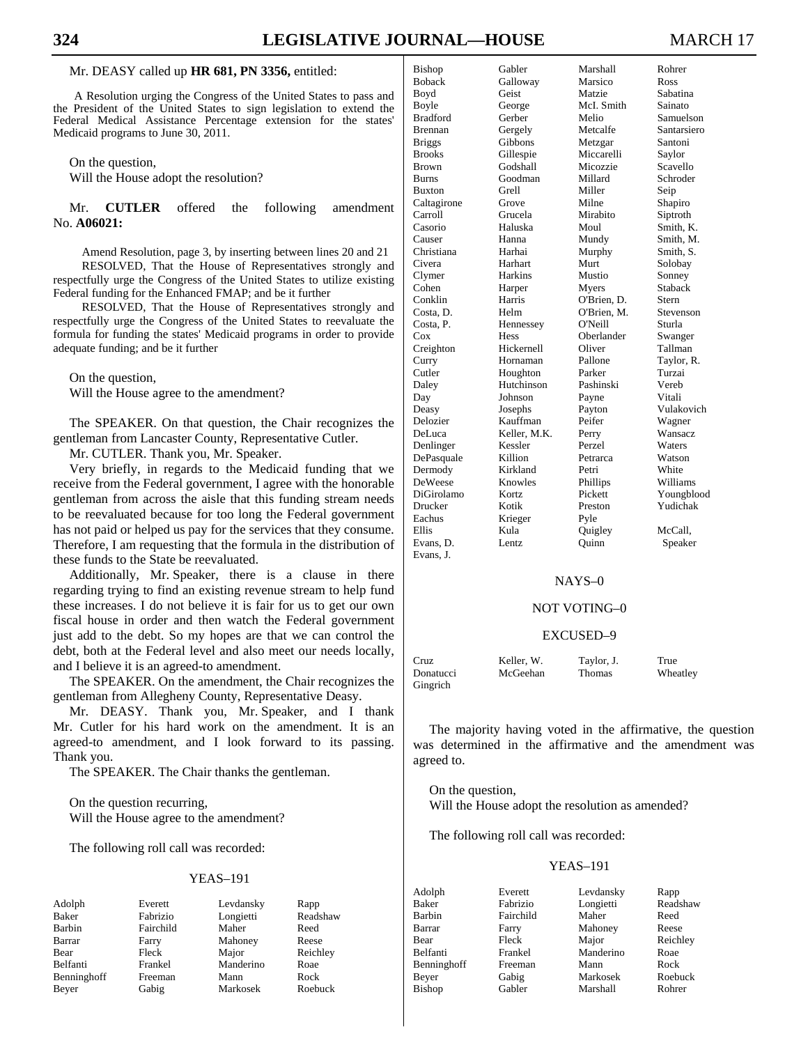Mr. DEASY called up **HR 681, PN 3356,** entitled:

A Resolution urging the Congress of the United States to pass and the President of the United States to sign legislation to extend the Federal Medical Assistance Percentage extension for the states' Medicaid programs to June 30, 2011.

On the question,
Will the House adopt the resolution?

Mr. **CUTLER** offered the following amendment No. **A06021:**

Amend Resolution, page 3, by inserting between lines 20 and 21
RESOLVED, That the House of Representatives strongly and respectfully urge the Congress of the United States to utilize existing Federal funding for the Enhanced FMAP; and be it further
RESOLVED, That the House of Representatives strongly and respectfully urge the Congress of the United States to reevaluate the formula for funding the states' Medicaid programs in order to provide adequate funding; and be it further

On the question,
Will the House agree to the amendment?

The SPEAKER. On that question, the Chair recognizes the gentleman from Lancaster County, Representative Cutler.

Mr. CUTLER. Thank you, Mr. Speaker.

Very briefly, in regards to the Medicaid funding that we receive from the Federal government, I agree with the honorable gentleman from across the aisle that this funding stream needs to be reevaluated because for too long the Federal government has not paid or helped us pay for the services that they consume. Therefore, I am requesting that the formula in the distribution of these funds to the State be reevaluated.

Additionally, Mr. Speaker, there is a clause in there regarding trying to find an existing revenue stream to help fund these increases. I do not believe it is fair for us to get our own fiscal house in order and then watch the Federal government just add to the debt. So my hopes are that we can control the debt, both at the Federal level and also meet our needs locally, and I believe it is an agreed-to amendment.

The SPEAKER. On the amendment, the Chair recognizes the gentleman from Allegheny County, Representative Deasy.

Mr. DEASY. Thank you, Mr. Speaker, and I thank Mr. Cutler for his hard work on the amendment. It is an agreed-to amendment, and I look forward to its passing. Thank you.

The SPEAKER. The Chair thanks the gentleman.

On the question recurring,
Will the House agree to the amendment?

The following roll call was recorded:

YEAS–191

| | | | |
|---|---|---|---|
| Adolph | Everett | Levdansky | Rapp |
| Baker | Fabrizio | Longietti | Readshaw |
| Barbin | Fairchild | Maher | Reed |
| Barrar | Farry | Mahoney | Reese |
| Bear | Fleck | Major | Reichley |
| Belfanti | Frankel | Manderino | Roae |
| Benninghoff | Freeman | Mann | Rock |
| Beyer | Gabig | Markosek | Roebuck |
| Bishop | Gabler | Marshall | Rohrer |
| Boback | Galloway | Marsico | Ross |
| Boyd | Geist | Matzie | Sabatina |
| Boyle | George | McI. Smith | Sainato |
| Bradford | Gerber | Melio | Samuelson |
| Brennan | Gergely | Metcalfe | Santarsiero |
| Briggs | Gibbons | Metzgar | Santoni |
| Brooks | Gillespie | Miccarelli | Saylor |
| Brown | Godshall | Micozzie | Scavello |
| Burns | Goodman | Millard | Schroder |
| Buxton | Grell | Miller | Seip |
| Caltagirone | Grove | Milne | Shapiro |
| Carroll | Grucela | Mirabito | Siptroth |
| Casorio | Haluska | Moul | Smith, K. |
| Causer | Hanna | Mundy | Smith, M. |
| Christiana | Harhai | Murphy | Smith, S. |
| Civera | Harhart | Murt | Solobay |
| Clymer | Harkins | Mustio | Sonney |
| Cohen | Harper | Myers | Staback |
| Conklin | Harris | O'Brien, D. | Stern |
| Costa, D. | Helm | O'Brien, M. | Stevenson |
| Costa, P. | Hennessey | O'Neill | Sturla |
| Cox | Hess | Oberlander | Swanger |
| Creighton | Hickernell | Oliver | Tallman |
| Curry | Hornaman | Pallone | Taylor, R. |
| Cutler | Houghton | Parker | Turzai |
| Daley | Hutchinson | Pashinski | Vereb |
| Day | Johnson | Payne | Vitali |
| Deasy | Josephs | Payton | Vulakovich |
| Delozier | Kauffman | Peifer | Wagner |
| DeLuca | Keller, M.K. | Perry | Wansacz |
| Denlinger | Kessler | Perzel | Waters |
| DePasquale | Killion | Petrarca | Watson |
| Dermody | Kirkland | Petri | White |
| DeWeese | Knowles | Phillips | Williams |
| DiGirolamo | Kortz | Pickett | Youngblood |
| Drucker | Kotik | Preston | Yudichak |
| Eachus | Krieger | Pyle | |
| Ellis | Kula | Quigley | McCall, |
| Evans, D. | Lentz | Quinn | Speaker |
| Evans, J. | | | |

NAYS–0

NOT VOTING–0

EXCUSED–9

| | | | |
|---|---|---|---|
| Cruz | Keller, W. | Taylor, J. | True |
| Donatucci | McGeehan | Thomas | Wheatley |
| Gingrich | | | |

The majority having voted in the affirmative, the question was determined in the affirmative and the amendment was agreed to.

On the question,
Will the House adopt the resolution as amended?

The following roll call was recorded:

YEAS–191

| | | | |
|---|---|---|---|
| Adolph | Everett | Levdansky | Rapp |
| Baker | Fabrizio | Longietti | Readshaw |
| Barbin | Fairchild | Maher | Reed |
| Barrar | Farry | Mahoney | Reese |
| Bear | Fleck | Major | Reichley |
| Belfanti | Frankel | Manderino | Roae |
| Benninghoff | Freeman | Mann | Rock |
| Beyer | Gabig | Markosek | Roebuck |
| Bishop | Gabler | Marshall | Rohrer |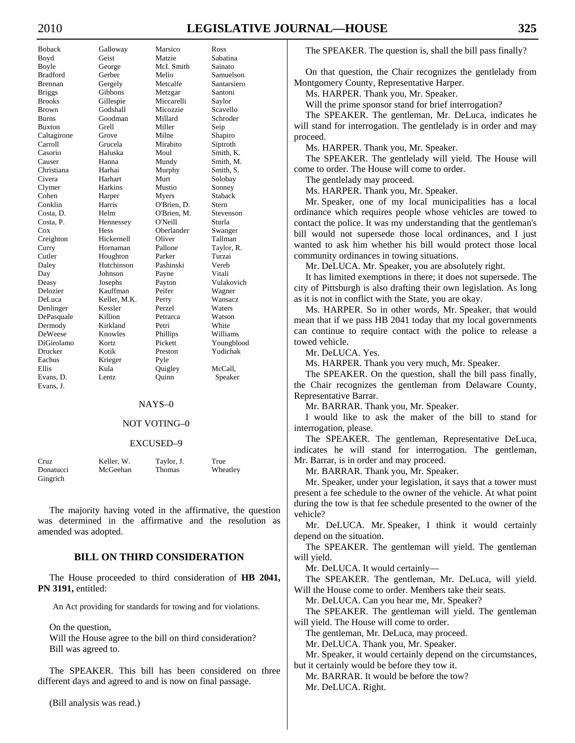| | | | |
|---|---|---|---|
| Boback | Galloway | Marsico | Ross |
| Boyd | Geist | Matzie | Sabatina |
| Boyle | George | McI. Smith | Sainato |
| Bradford | Gerber | Melio | Samuelson |
| Brennan | Gergely | Metcalfe | Santarsiero |
| Briggs | Gibbons | Metzgar | Santoni |
| Brooks | Gillespie | Miccarelli | Saylor |
| Brown | Godshall | Micozzie | Scavello |
| Burns | Goodman | Millard | Schroder |
| Buxton | Grell | Miller | Seip |
| Caltagirone | Grove | Milne | Shapiro |
| Carroll | Grucela | Mirabito | Siptroth |
| Casorio | Haluska | Moul | Smith, K. |
| Causer | Hanna | Mundy | Smith, M. |
| Christiana | Harhai | Murphy | Smith, S. |
| Civera | Harhart | Murt | Solobay |
| Clymer | Harkins | Mustio | Sonney |
| Cohen | Harper | Myers | Staback |
| Conklin | Harris | O'Brien, D. | Stern |
| Costa, D. | Helm | O'Brien, M. | Stevenson |
| Costa, P. | Hennessey | O'Neill | Sturla |
| Cox | Hess | Oberlander | Swanger |
| Creighton | Hickernell | Oliver | Tallman |
| Curry | Hornaman | Pallone | Taylor, R. |
| Cutler | Houghton | Parker | Turzai |
| Daley | Hutchinson | Pashinski | Vereb |
| Day | Johnson | Payne | Vitali |
| Deasy | Josephs | Payton | Vulakovich |
| Delozier | Kauffman | Peifer | Wagner |
| DeLuca | Keller, M.K. | Perry | Wansacz |
| Denlinger | Kessler | Perzel | Waters |
| DePasquale | Killion | Petrarca | Watson |
| Dermody | Kirkland | Petri | White |
| DeWeese | Knowles | Phillips | Williams |
| DiGirolamo | Kortz | Pickett | Youngblood |
| Drucker | Kotik | Preston | Yudichak |
| Eachus | Krieger | Pyle | |
| Ellis | Kula | Quigley | McCall, |
| Evans, D. | Lentz | Quinn | Speaker |
| Evans, J. | | | |

NAYS–0

NOT VOTING–0

EXCUSED–9

| | | | |
|---|---|---|---|
| Cruz | Keller, W. | Taylor, J. | True |
| Donatucci | McGeehan | Thomas | Wheatley |
| Gingrich | | | |

The majority having voted in the affirmative, the question was determined in the affirmative and the resolution as amended was adopted.

## BILL ON THIRD CONSIDERATION

The House proceeded to third consideration of **HB 2041, PN 3191,** entitled:

An Act providing for standards for towing and for violations.

On the question,
Will the House agree to the bill on third consideration?
Bill was agreed to.

The SPEAKER. This bill has been considered on three different days and agreed to and is now on final passage.

(Bill analysis was read.)

The SPEAKER. The question is, shall the bill pass finally?

On that question, the Chair recognizes the gentlelady from Montgomery County, Representative Harper.

Ms. HARPER. Thank you, Mr. Speaker.

Will the prime sponsor stand for brief interrogation?

The SPEAKER. The gentleman, Mr. DeLuca, indicates he will stand for interrogation. The gentlelady is in order and may proceed.

Ms. HARPER. Thank you, Mr. Speaker.

The SPEAKER. The gentlelady will yield. The House will come to order. The House will come to order.

The gentlelady may proceed.

Ms. HARPER. Thank you, Mr. Speaker.

Mr. Speaker, one of my local municipalities has a local ordinance which requires people whose vehicles are towed to contact the police. It was my understanding that the gentleman's bill would not supersede those local ordinances, and I just wanted to ask him whether his bill would protect those local community ordinances in towing situations.

Mr. DeLUCA. Mr. Speaker, you are absolutely right.

It has limited exemptions in there; it does not supersede. The city of Pittsburgh is also drafting their own legislation. As long as it is not in conflict with the State, you are okay.

Ms. HARPER. So in other words, Mr. Speaker, that would mean that if we pass HB 2041 today that my local governments can continue to require contact with the police to release a towed vehicle.

Mr. DeLUCA. Yes.

Ms. HARPER. Thank you very much, Mr. Speaker.

The SPEAKER. On the question, shall the bill pass finally, the Chair recognizes the gentleman from Delaware County, Representative Barrar.

Mr. BARRAR. Thank you, Mr. Speaker.

I would like to ask the maker of the bill to stand for interrogation, please.

The SPEAKER. The gentleman, Representative DeLuca, indicates he will stand for interrogation. The gentleman, Mr. Barrar, is in order and may proceed.

Mr. BARRAR. Thank you, Mr. Speaker.

Mr. Speaker, under your legislation, it says that a tower must present a fee schedule to the owner of the vehicle. At what point during the tow is that fee schedule presented to the owner of the vehicle?

Mr. DeLUCA. Mr. Speaker, I think it would certainly depend on the situation.

The SPEAKER. The gentleman will yield. The gentleman will yield.

Mr. DeLUCA. It would certainly—

The SPEAKER. The gentleman, Mr. DeLuca, will yield. Will the House come to order. Members take their seats.

Mr. DeLUCA. Can you hear me, Mr. Speaker?

The SPEAKER. The gentleman will yield. The gentleman will yield. The House will come to order.

The gentleman, Mr. DeLuca, may proceed.

Mr. DeLUCA. Thank you, Mr. Speaker.

Mr. Speaker, it would certainly depend on the circumstances, but it certainly would be before they tow it.

Mr. BARRAR. It would be before the tow?

Mr. DeLUCA. Right.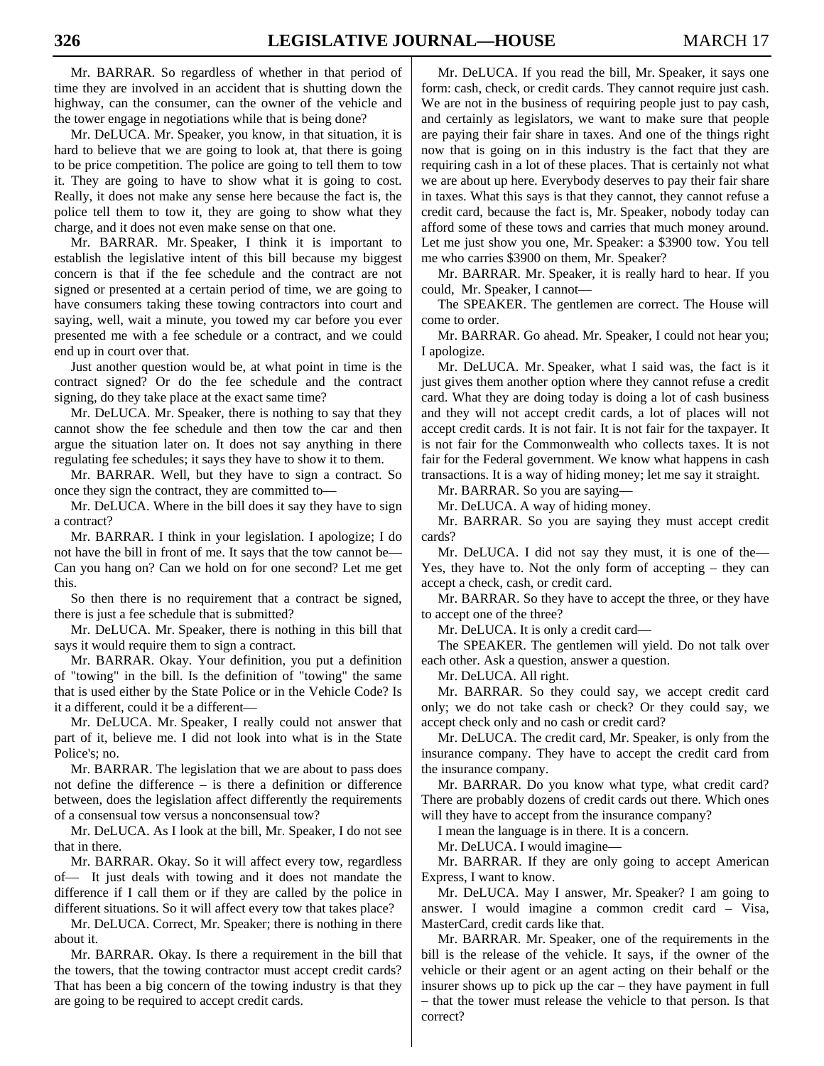Mr. BARRAR. So regardless of whether in that period of time they are involved in an accident that is shutting down the highway, can the consumer, can the owner of the vehicle and the tower engage in negotiations while that is being done?

Mr. DeLUCA. Mr. Speaker, you know, in that situation, it is hard to believe that we are going to look at, that there is going to be price competition. The police are going to tell them to tow it. They are going to have to show what it is going to cost. Really, it does not make any sense here because the fact is, the police tell them to tow it, they are going to show what they charge, and it does not even make sense on that one.

Mr. BARRAR. Mr. Speaker, I think it is important to establish the legislative intent of this bill because my biggest concern is that if the fee schedule and the contract are not signed or presented at a certain period of time, we are going to have consumers taking these towing contractors into court and saying, well, wait a minute, you towed my car before you ever presented me with a fee schedule or a contract, and we could end up in court over that.

Just another question would be, at what point in time is the contract signed? Or do the fee schedule and the contract signing, do they take place at the exact same time?

Mr. DeLUCA. Mr. Speaker, there is nothing to say that they cannot show the fee schedule and then tow the car and then argue the situation later on. It does not say anything in there regulating fee schedules; it says they have to show it to them.

Mr. BARRAR. Well, but they have to sign a contract. So once they sign the contract, they are committed to—

Mr. DeLUCA. Where in the bill does it say they have to sign a contract?

Mr. BARRAR. I think in your legislation. I apologize; I do not have the bill in front of me. It says that the tow cannot be— Can you hang on? Can we hold on for one second? Let me get this.

So then there is no requirement that a contract be signed, there is just a fee schedule that is submitted?

Mr. DeLUCA. Mr. Speaker, there is nothing in this bill that says it would require them to sign a contract.

Mr. BARRAR. Okay. Your definition, you put a definition of "towing" in the bill. Is the definition of "towing" the same that is used either by the State Police or in the Vehicle Code? Is it a different, could it be a different—

Mr. DeLUCA. Mr. Speaker, I really could not answer that part of it, believe me. I did not look into what is in the State Police's; no.

Mr. BARRAR. The legislation that we are about to pass does not define the difference – is there a definition or difference between, does the legislation affect differently the requirements of a consensual tow versus a nonconsensual tow?

Mr. DeLUCA. As I look at the bill, Mr. Speaker, I do not see that in there.

Mr. BARRAR. Okay. So it will affect every tow, regardless of— It just deals with towing and it does not mandate the difference if I call them or if they are called by the police in different situations. So it will affect every tow that takes place?

Mr. DeLUCA. Correct, Mr. Speaker; there is nothing in there about it.

Mr. BARRAR. Okay. Is there a requirement in the bill that the towers, that the towing contractor must accept credit cards? That has been a big concern of the towing industry is that they are going to be required to accept credit cards.

Mr. DeLUCA. If you read the bill, Mr. Speaker, it says one form: cash, check, or credit cards. They cannot require just cash. We are not in the business of requiring people just to pay cash, and certainly as legislators, we want to make sure that people are paying their fair share in taxes. And one of the things right now that is going on in this industry is the fact that they are requiring cash in a lot of these places. That is certainly not what we are about up here. Everybody deserves to pay their fair share in taxes. What this says is that they cannot, they cannot refuse a credit card, because the fact is, Mr. Speaker, nobody today can afford some of these tows and carries that much money around. Let me just show you one, Mr. Speaker: a $3900 tow. You tell me who carries $3900 on them, Mr. Speaker?

Mr. BARRAR. Mr. Speaker, it is really hard to hear. If you could, Mr. Speaker, I cannot—

The SPEAKER. The gentlemen are correct. The House will come to order.

Mr. BARRAR. Go ahead. Mr. Speaker, I could not hear you; I apologize.

Mr. DeLUCA. Mr. Speaker, what I said was, the fact is it just gives them another option where they cannot refuse a credit card. What they are doing today is doing a lot of cash business and they will not accept credit cards, a lot of places will not accept credit cards. It is not fair. It is not fair for the taxpayer. It is not fair for the Commonwealth who collects taxes. It is not fair for the Federal government. We know what happens in cash transactions. It is a way of hiding money; let me say it straight.

Mr. BARRAR. So you are saying—

Mr. DeLUCA. A way of hiding money.

Mr. BARRAR. So you are saying they must accept credit cards?

Mr. DeLUCA. I did not say they must, it is one of the— Yes, they have to. Not the only form of accepting – they can accept a check, cash, or credit card.

Mr. BARRAR. So they have to accept the three, or they have to accept one of the three?

Mr. DeLUCA. It is only a credit card—

The SPEAKER. The gentlemen will yield. Do not talk over each other. Ask a question, answer a question.

Mr. DeLUCA. All right.

Mr. BARRAR. So they could say, we accept credit card only; we do not take cash or check? Or they could say, we accept check only and no cash or credit card?

Mr. DeLUCA. The credit card, Mr. Speaker, is only from the insurance company. They have to accept the credit card from the insurance company.

Mr. BARRAR. Do you know what type, what credit card? There are probably dozens of credit cards out there. Which ones will they have to accept from the insurance company?

I mean the language is in there. It is a concern.

Mr. DeLUCA. I would imagine—

Mr. BARRAR. If they are only going to accept American Express, I want to know.

Mr. DeLUCA. May I answer, Mr. Speaker? I am going to answer. I would imagine a common credit card – Visa, MasterCard, credit cards like that.

Mr. BARRAR. Mr. Speaker, one of the requirements in the bill is the release of the vehicle. It says, if the owner of the vehicle or their agent or an agent acting on their behalf or the insurer shows up to pick up the car – they have payment in full – that the tower must release the vehicle to that person. Is that correct?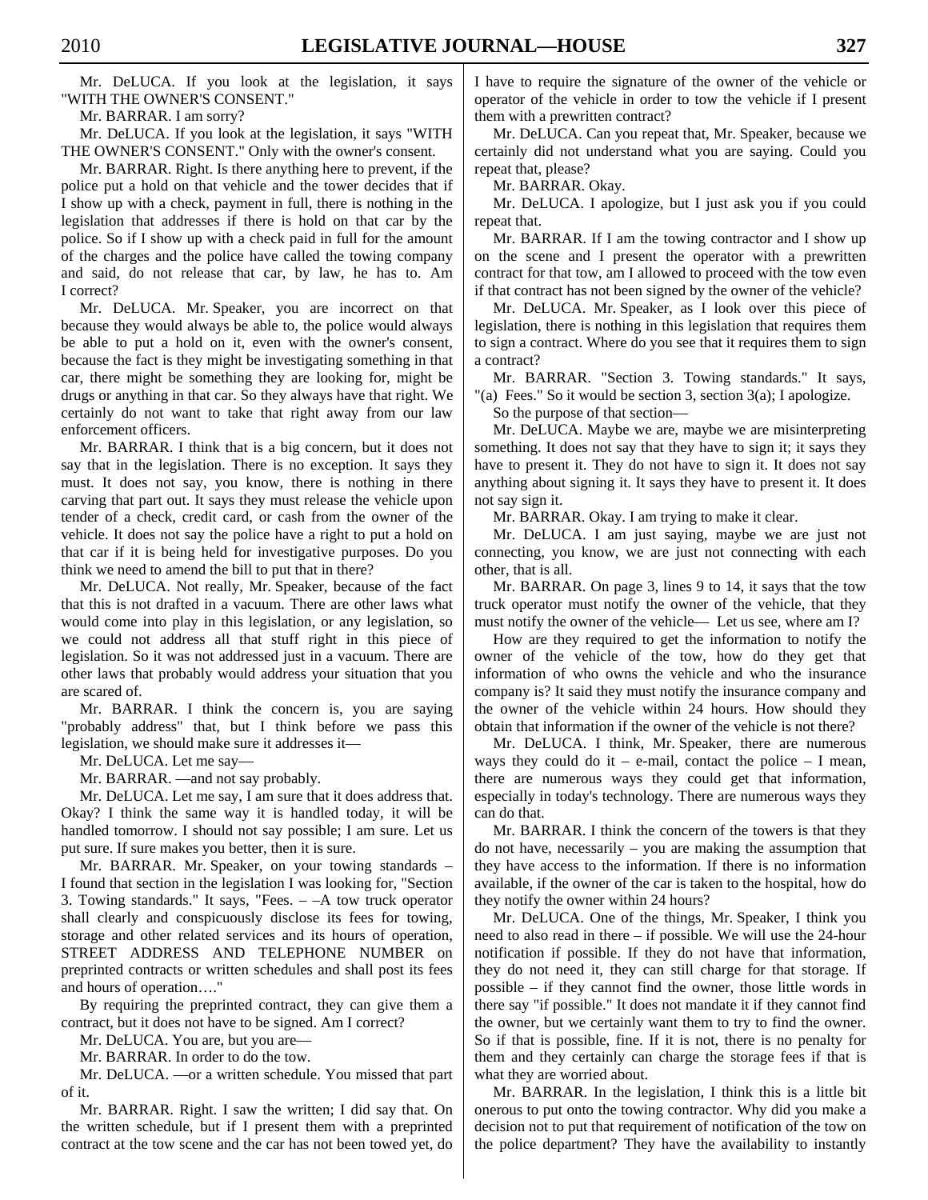Mr. DeLUCA. If you look at the legislation, it says "WITH THE OWNER'S CONSENT."

Mr. BARRAR. I am sorry?

Mr. DeLUCA. If you look at the legislation, it says "WITH THE OWNER'S CONSENT." Only with the owner's consent.

Mr. BARRAR. Right. Is there anything here to prevent, if the police put a hold on that vehicle and the tower decides that if I show up with a check, payment in full, there is nothing in the legislation that addresses if there is hold on that car by the police. So if I show up with a check paid in full for the amount of the charges and the police have called the towing company and said, do not release that car, by law, he has to. Am I correct?

Mr. DeLUCA. Mr. Speaker, you are incorrect on that because they would always be able to, the police would always be able to put a hold on it, even with the owner's consent, because the fact is they might be investigating something in that car, there might be something they are looking for, might be drugs or anything in that car. So they always have that right. We certainly do not want to take that right away from our law enforcement officers.

Mr. BARRAR. I think that is a big concern, but it does not say that in the legislation. There is no exception. It says they must. It does not say, you know, there is nothing in there carving that part out. It says they must release the vehicle upon tender of a check, credit card, or cash from the owner of the vehicle. It does not say the police have a right to put a hold on that car if it is being held for investigative purposes. Do you think we need to amend the bill to put that in there?

Mr. DeLUCA. Not really, Mr. Speaker, because of the fact that this is not drafted in a vacuum. There are other laws what would come into play in this legislation, or any legislation, so we could not address all that stuff right in this piece of legislation. So it was not addressed just in a vacuum. There are other laws that probably would address your situation that you are scared of.

Mr. BARRAR. I think the concern is, you are saying "probably address" that, but I think before we pass this legislation, we should make sure it addresses it—

Mr. DeLUCA. Let me say—

Mr. BARRAR. —and not say probably.

Mr. DeLUCA. Let me say, I am sure that it does address that. Okay? I think the same way it is handled today, it will be handled tomorrow. I should not say possible; I am sure. Let us put sure. If sure makes you better, then it is sure.

Mr. BARRAR. Mr. Speaker, on your towing standards – I found that section in the legislation I was looking for, "Section 3. Towing standards." It says, "Fees. – –A tow truck operator shall clearly and conspicuously disclose its fees for towing, storage and other related services and its hours of operation, STREET ADDRESS AND TELEPHONE NUMBER on preprinted contracts or written schedules and shall post its fees and hours of operation…."

By requiring the preprinted contract, they can give them a contract, but it does not have to be signed. Am I correct?

Mr. DeLUCA. You are, but you are—

Mr. BARRAR. In order to do the tow.

Mr. DeLUCA. —or a written schedule. You missed that part of it.

Mr. BARRAR. Right. I saw the written; I did say that. On the written schedule, but if I present them with a preprinted contract at the tow scene and the car has not been towed yet, do I have to require the signature of the owner of the vehicle or operator of the vehicle in order to tow the vehicle if I present them with a prewritten contract?

Mr. DeLUCA. Can you repeat that, Mr. Speaker, because we certainly did not understand what you are saying. Could you repeat that, please?

Mr. BARRAR. Okay.

Mr. DeLUCA. I apologize, but I just ask you if you could repeat that.

Mr. BARRAR. If I am the towing contractor and I show up on the scene and I present the operator with a prewritten contract for that tow, am I allowed to proceed with the tow even if that contract has not been signed by the owner of the vehicle?

Mr. DeLUCA. Mr. Speaker, as I look over this piece of legislation, there is nothing in this legislation that requires them to sign a contract. Where do you see that it requires them to sign a contract?

Mr. BARRAR. "Section 3. Towing standards." It says, "(a) Fees." So it would be section 3, section 3(a); I apologize.

So the purpose of that section—

Mr. DeLUCA. Maybe we are, maybe we are misinterpreting something. It does not say that they have to sign it; it says they have to present it. They do not have to sign it. It does not say anything about signing it. It says they have to present it. It does not say sign it.

Mr. BARRAR. Okay. I am trying to make it clear.

Mr. DeLUCA. I am just saying, maybe we are just not connecting, you know, we are just not connecting with each other, that is all.

Mr. BARRAR. On page 3, lines 9 to 14, it says that the tow truck operator must notify the owner of the vehicle, that they must notify the owner of the vehicle— Let us see, where am I?

How are they required to get the information to notify the owner of the vehicle of the tow, how do they get that information of who owns the vehicle and who the insurance company is? It said they must notify the insurance company and the owner of the vehicle within 24 hours. How should they obtain that information if the owner of the vehicle is not there?

Mr. DeLUCA. I think, Mr. Speaker, there are numerous ways they could do it – e-mail, contact the police – I mean, there are numerous ways they could get that information, especially in today's technology. There are numerous ways they can do that.

Mr. BARRAR. I think the concern of the towers is that they do not have, necessarily – you are making the assumption that they have access to the information. If there is no information available, if the owner of the car is taken to the hospital, how do they notify the owner within 24 hours?

Mr. DeLUCA. One of the things, Mr. Speaker, I think you need to also read in there – if possible. We will use the 24-hour notification if possible. If they do not have that information, they do not need it, they can still charge for that storage. If possible – if they cannot find the owner, those little words in there say "if possible." It does not mandate it if they cannot find the owner, but we certainly want them to try to find the owner. So if that is possible, fine. If it is not, there is no penalty for them and they certainly can charge the storage fees if that is what they are worried about.

Mr. BARRAR. In the legislation, I think this is a little bit onerous to put onto the towing contractor. Why did you make a decision not to put that requirement of notification of the tow on the police department? They have the availability to instantly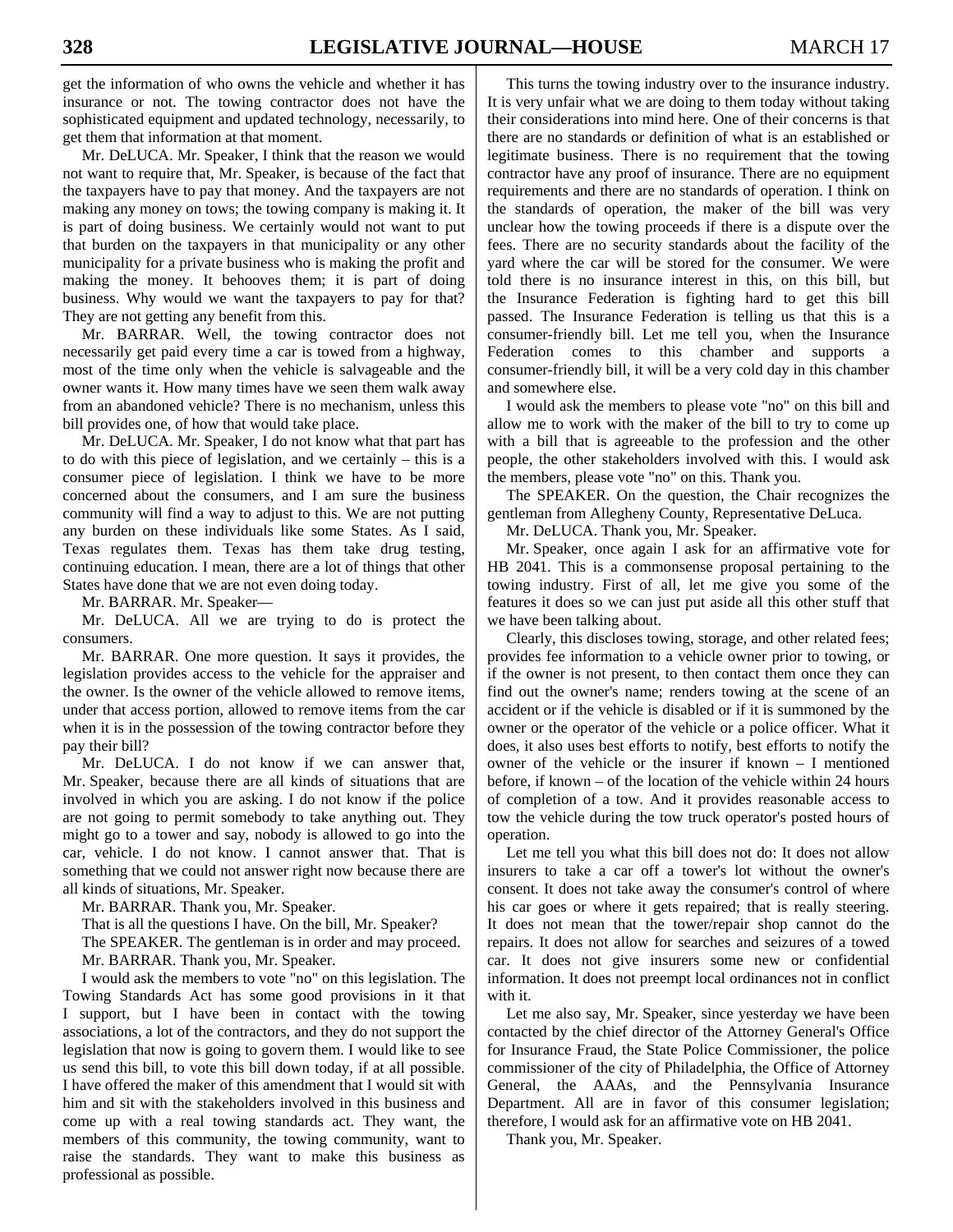get the information of who owns the vehicle and whether it has insurance or not. The towing contractor does not have the sophisticated equipment and updated technology, necessarily, to get them that information at that moment.

Mr. DeLUCA. Mr. Speaker, I think that the reason we would not want to require that, Mr. Speaker, is because of the fact that the taxpayers have to pay that money. And the taxpayers are not making any money on tows; the towing company is making it. It is part of doing business. We certainly would not want to put that burden on the taxpayers in that municipality or any other municipality for a private business who is making the profit and making the money. It behooves them; it is part of doing business. Why would we want the taxpayers to pay for that? They are not getting any benefit from this.

Mr. BARRAR. Well, the towing contractor does not necessarily get paid every time a car is towed from a highway, most of the time only when the vehicle is salvageable and the owner wants it. How many times have we seen them walk away from an abandoned vehicle? There is no mechanism, unless this bill provides one, of how that would take place.

Mr. DeLUCA. Mr. Speaker, I do not know what that part has to do with this piece of legislation, and we certainly – this is a consumer piece of legislation. I think we have to be more concerned about the consumers, and I am sure the business community will find a way to adjust to this. We are not putting any burden on these individuals like some States. As I said, Texas regulates them. Texas has them take drug testing, continuing education. I mean, there are a lot of things that other States have done that we are not even doing today.

Mr. BARRAR. Mr. Speaker—

Mr. DeLUCA. All we are trying to do is protect the consumers.

Mr. BARRAR. One more question. It says it provides, the legislation provides access to the vehicle for the appraiser and the owner. Is the owner of the vehicle allowed to remove items, under that access portion, allowed to remove items from the car when it is in the possession of the towing contractor before they pay their bill?

Mr. DeLUCA. I do not know if we can answer that, Mr. Speaker, because there are all kinds of situations that are involved in which you are asking. I do not know if the police are not going to permit somebody to take anything out. They might go to a tower and say, nobody is allowed to go into the car, vehicle. I do not know. I cannot answer that. That is something that we could not answer right now because there are all kinds of situations, Mr. Speaker.

Mr. BARRAR. Thank you, Mr. Speaker.

That is all the questions I have. On the bill, Mr. Speaker?

The SPEAKER. The gentleman is in order and may proceed.

Mr. BARRAR. Thank you, Mr. Speaker.

I would ask the members to vote "no" on this legislation. The Towing Standards Act has some good provisions in it that I support, but I have been in contact with the towing associations, a lot of the contractors, and they do not support the legislation that now is going to govern them. I would like to see us send this bill, to vote this bill down today, if at all possible. I have offered the maker of this amendment that I would sit with him and sit with the stakeholders involved in this business and come up with a real towing standards act. They want, the members of this community, the towing community, want to raise the standards. They want to make this business as professional as possible.

This turns the towing industry over to the insurance industry. It is very unfair what we are doing to them today without taking their considerations into mind here. One of their concerns is that there are no standards or definition of what is an established or legitimate business. There is no requirement that the towing contractor have any proof of insurance. There are no equipment requirements and there are no standards of operation. I think on the standards of operation, the maker of the bill was very unclear how the towing proceeds if there is a dispute over the fees. There are no security standards about the facility of the yard where the car will be stored for the consumer. We were told there is no insurance interest in this, on this bill, but the Insurance Federation is fighting hard to get this bill passed. The Insurance Federation is telling us that this is a consumer-friendly bill. Let me tell you, when the Insurance Federation comes to this chamber and supports a consumer-friendly bill, it will be a very cold day in this chamber and somewhere else.

I would ask the members to please vote "no" on this bill and allow me to work with the maker of the bill to try to come up with a bill that is agreeable to the profession and the other people, the other stakeholders involved with this. I would ask the members, please vote "no" on this. Thank you.

The SPEAKER. On the question, the Chair recognizes the gentleman from Allegheny County, Representative DeLuca.

Mr. DeLUCA. Thank you, Mr. Speaker.

Mr. Speaker, once again I ask for an affirmative vote for HB 2041. This is a commonsense proposal pertaining to the towing industry. First of all, let me give you some of the features it does so we can just put aside all this other stuff that we have been talking about.

Clearly, this discloses towing, storage, and other related fees; provides fee information to a vehicle owner prior to towing, or if the owner is not present, to then contact them once they can find out the owner's name; renders towing at the scene of an accident or if the vehicle is disabled or if it is summoned by the owner or the operator of the vehicle or a police officer. What it does, it also uses best efforts to notify, best efforts to notify the owner of the vehicle or the insurer if known – I mentioned before, if known – of the location of the vehicle within 24 hours of completion of a tow. And it provides reasonable access to tow the vehicle during the tow truck operator's posted hours of operation.

Let me tell you what this bill does not do: It does not allow insurers to take a car off a tower's lot without the owner's consent. It does not take away the consumer's control of where his car goes or where it gets repaired; that is really steering. It does not mean that the tower/repair shop cannot do the repairs. It does not allow for searches and seizures of a towed car. It does not give insurers some new or confidential information. It does not preempt local ordinances not in conflict with it.

Let me also say, Mr. Speaker, since yesterday we have been contacted by the chief director of the Attorney General's Office for Insurance Fraud, the State Police Commissioner, the police commissioner of the city of Philadelphia, the Office of Attorney General, the AAAs, and the Pennsylvania Insurance Department. All are in favor of this consumer legislation; therefore, I would ask for an affirmative vote on HB 2041.

Thank you, Mr. Speaker.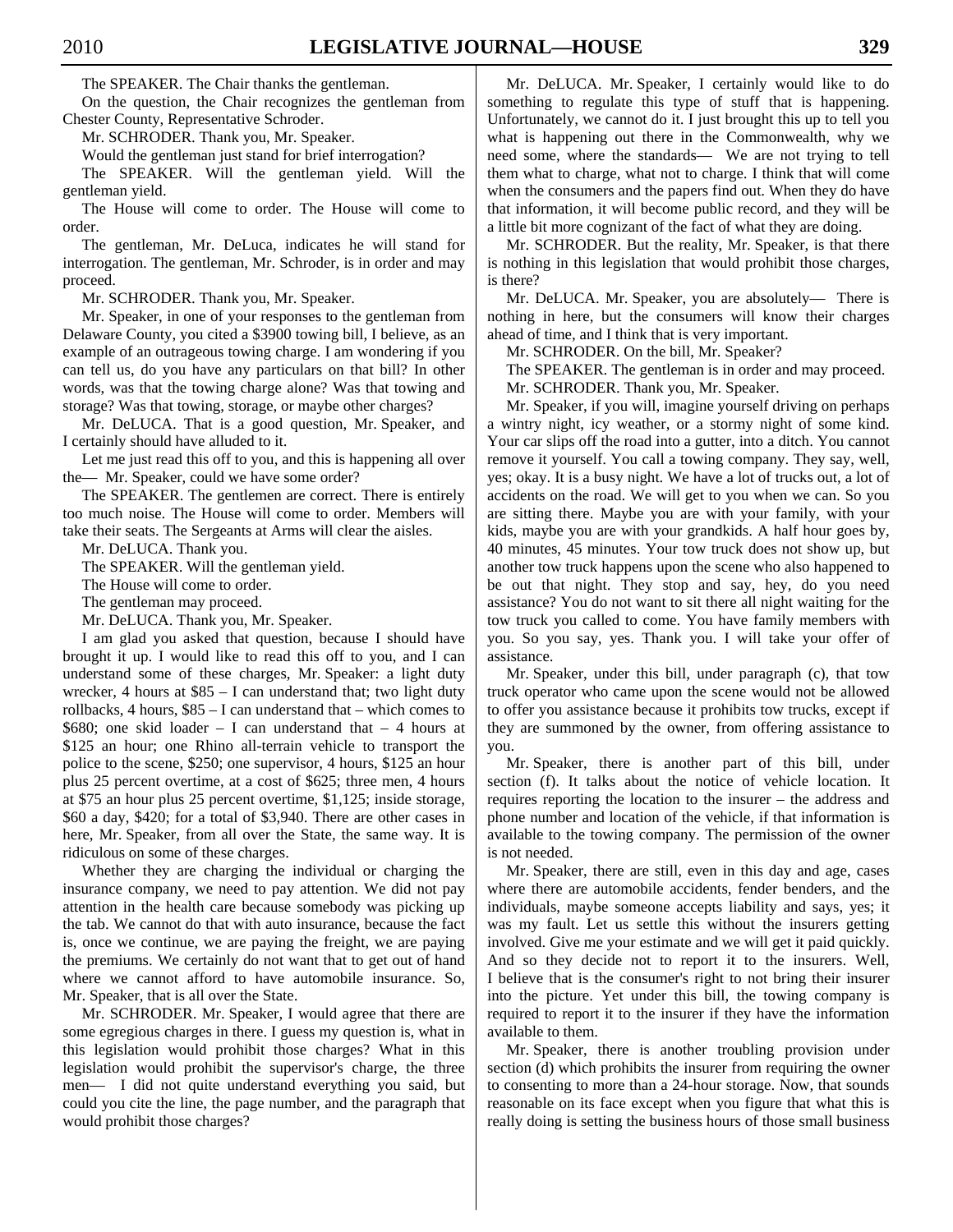The SPEAKER. The Chair thanks the gentleman.

On the question, the Chair recognizes the gentleman from Chester County, Representative Schroder.

Mr. SCHRODER. Thank you, Mr. Speaker.

Would the gentleman just stand for brief interrogation?

The SPEAKER. Will the gentleman yield. Will the gentleman yield.

The House will come to order. The House will come to order.

The gentleman, Mr. DeLuca, indicates he will stand for interrogation. The gentleman, Mr. Schroder, is in order and may proceed.

Mr. SCHRODER. Thank you, Mr. Speaker.

Mr. Speaker, in one of your responses to the gentleman from Delaware County, you cited a $3900 towing bill, I believe, as an example of an outrageous towing charge. I am wondering if you can tell us, do you have any particulars on that bill? In other words, was that the towing charge alone? Was that towing and storage? Was that towing, storage, or maybe other charges?

Mr. DeLUCA. That is a good question, Mr. Speaker, and I certainly should have alluded to it.

Let me just read this off to you, and this is happening all over the— Mr. Speaker, could we have some order?

The SPEAKER. The gentlemen are correct. There is entirely too much noise. The House will come to order. Members will take their seats. The Sergeants at Arms will clear the aisles.

Mr. DeLUCA. Thank you.

The SPEAKER. Will the gentleman yield.

The House will come to order.

The gentleman may proceed.

Mr. DeLUCA. Thank you, Mr. Speaker.

I am glad you asked that question, because I should have brought it up. I would like to read this off to you, and I can understand some of these charges, Mr. Speaker: a light duty wrecker, 4 hours at $85 – I can understand that; two light duty rollbacks, 4 hours, $85 – I can understand that – which comes to $680; one skid loader – I can understand that – 4 hours at $125 an hour; one Rhino all-terrain vehicle to transport the police to the scene, $250; one supervisor, 4 hours, $125 an hour plus 25 percent overtime, at a cost of $625; three men, 4 hours at $75 an hour plus 25 percent overtime, $1,125; inside storage, $60 a day, $420; for a total of $3,940. There are other cases in here, Mr. Speaker, from all over the State, the same way. It is ridiculous on some of these charges.

Whether they are charging the individual or charging the insurance company, we need to pay attention. We did not pay attention in the health care because somebody was picking up the tab. We cannot do that with auto insurance, because the fact is, once we continue, we are paying the freight, we are paying the premiums. We certainly do not want that to get out of hand where we cannot afford to have automobile insurance. So, Mr. Speaker, that is all over the State.

Mr. SCHRODER. Mr. Speaker, I would agree that there are some egregious charges in there. I guess my question is, what in this legislation would prohibit those charges? What in this legislation would prohibit the supervisor's charge, the three men— I did not quite understand everything you said, but could you cite the line, the page number, and the paragraph that would prohibit those charges?

Mr. DeLUCA. Mr. Speaker, I certainly would like to do something to regulate this type of stuff that is happening. Unfortunately, we cannot do it. I just brought this up to tell you what is happening out there in the Commonwealth, why we need some, where the standards— We are not trying to tell them what to charge, what not to charge. I think that will come when the consumers and the papers find out. When they do have that information, it will become public record, and they will be a little bit more cognizant of the fact of what they are doing.

Mr. SCHRODER. But the reality, Mr. Speaker, is that there is nothing in this legislation that would prohibit those charges, is there?

Mr. DeLUCA. Mr. Speaker, you are absolutely— There is nothing in here, but the consumers will know their charges ahead of time, and I think that is very important.

Mr. SCHRODER. On the bill, Mr. Speaker?

The SPEAKER. The gentleman is in order and may proceed.

Mr. SCHRODER. Thank you, Mr. Speaker.

Mr. Speaker, if you will, imagine yourself driving on perhaps a wintry night, icy weather, or a stormy night of some kind. Your car slips off the road into a gutter, into a ditch. You cannot remove it yourself. You call a towing company. They say, well, yes; okay. It is a busy night. We have a lot of trucks out, a lot of accidents on the road. We will get to you when we can. So you are sitting there. Maybe you are with your family, with your kids, maybe you are with your grandkids. A half hour goes by, 40 minutes, 45 minutes. Your tow truck does not show up, but another tow truck happens upon the scene who also happened to be out that night. They stop and say, hey, do you need assistance? You do not want to sit there all night waiting for the tow truck you called to come. You have family members with you. So you say, yes. Thank you. I will take your offer of assistance.

Mr. Speaker, under this bill, under paragraph (c), that tow truck operator who came upon the scene would not be allowed to offer you assistance because it prohibits tow trucks, except if they are summoned by the owner, from offering assistance to you.

Mr. Speaker, there is another part of this bill, under section (f). It talks about the notice of vehicle location. It requires reporting the location to the insurer – the address and phone number and location of the vehicle, if that information is available to the towing company. The permission of the owner is not needed.

Mr. Speaker, there are still, even in this day and age, cases where there are automobile accidents, fender benders, and the individuals, maybe someone accepts liability and says, yes; it was my fault. Let us settle this without the insurers getting involved. Give me your estimate and we will get it paid quickly. And so they decide not to report it to the insurers. Well, I believe that is the consumer's right to not bring their insurer into the picture. Yet under this bill, the towing company is required to report it to the insurer if they have the information available to them.

Mr. Speaker, there is another troubling provision under section (d) which prohibits the insurer from requiring the owner to consenting to more than a 24-hour storage. Now, that sounds reasonable on its face except when you figure that what this is really doing is setting the business hours of those small business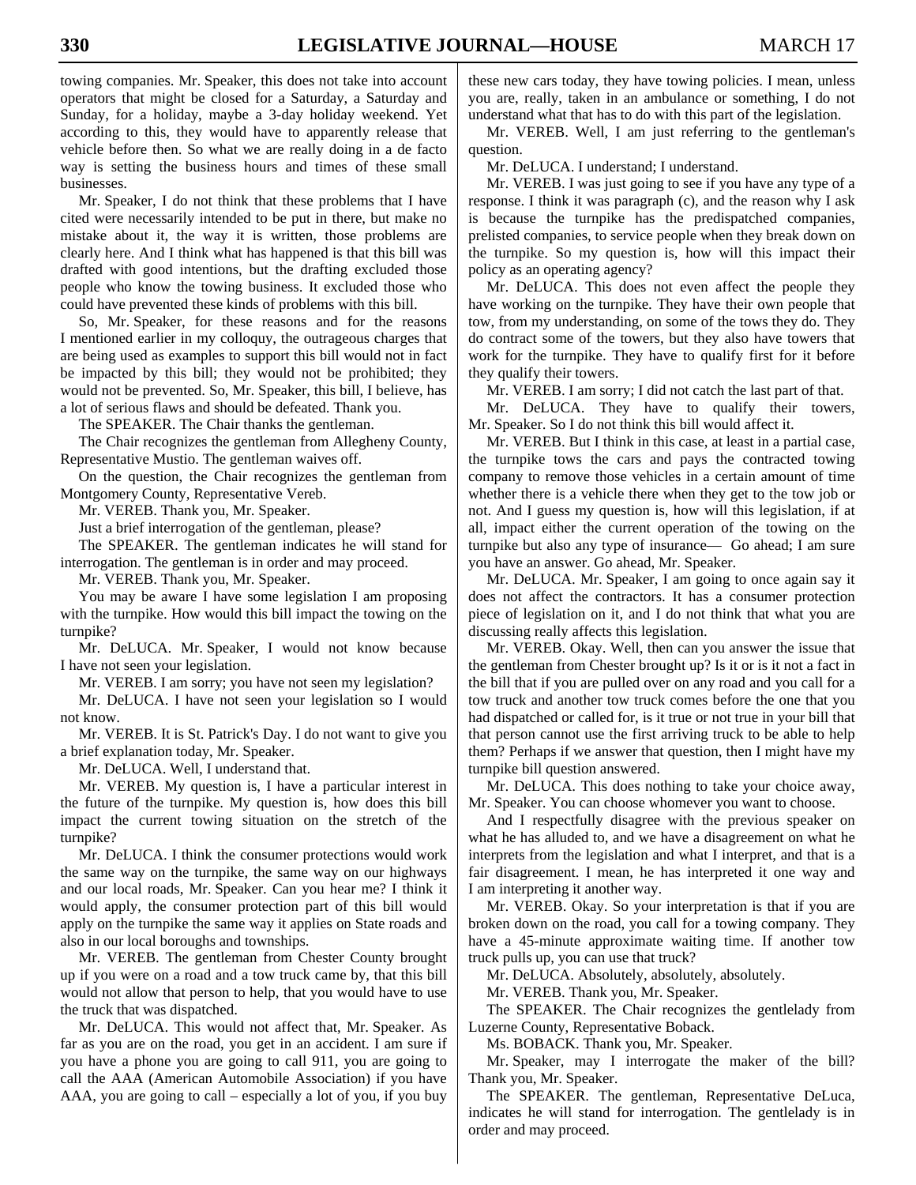towing companies. Mr. Speaker, this does not take into account operators that might be closed for a Saturday, a Saturday and Sunday, for a holiday, maybe a 3-day holiday weekend. Yet according to this, they would have to apparently release that vehicle before then. So what we are really doing in a de facto way is setting the business hours and times of these small businesses.

Mr. Speaker, I do not think that these problems that I have cited were necessarily intended to be put in there, but make no mistake about it, the way it is written, those problems are clearly here. And I think what has happened is that this bill was drafted with good intentions, but the drafting excluded those people who know the towing business. It excluded those who could have prevented these kinds of problems with this bill.

So, Mr. Speaker, for these reasons and for the reasons I mentioned earlier in my colloquy, the outrageous charges that are being used as examples to support this bill would not in fact be impacted by this bill; they would not be prohibited; they would not be prevented. So, Mr. Speaker, this bill, I believe, has a lot of serious flaws and should be defeated. Thank you.

The SPEAKER. The Chair thanks the gentleman.

The Chair recognizes the gentleman from Allegheny County, Representative Mustio. The gentleman waives off.

On the question, the Chair recognizes the gentleman from Montgomery County, Representative Vereb.

Mr. VEREB. Thank you, Mr. Speaker.

Just a brief interrogation of the gentleman, please?

The SPEAKER. The gentleman indicates he will stand for interrogation. The gentleman is in order and may proceed.

Mr. VEREB. Thank you, Mr. Speaker.

You may be aware I have some legislation I am proposing with the turnpike. How would this bill impact the towing on the turnpike?

Mr. DeLUCA. Mr. Speaker, I would not know because I have not seen your legislation.

Mr. VEREB. I am sorry; you have not seen my legislation?

Mr. DeLUCA. I have not seen your legislation so I would not know.

Mr. VEREB. It is St. Patrick's Day. I do not want to give you a brief explanation today, Mr. Speaker.

Mr. DeLUCA. Well, I understand that.

Mr. VEREB. My question is, I have a particular interest in the future of the turnpike. My question is, how does this bill impact the current towing situation on the stretch of the turnpike?

Mr. DeLUCA. I think the consumer protections would work the same way on the turnpike, the same way on our highways and our local roads, Mr. Speaker. Can you hear me? I think it would apply, the consumer protection part of this bill would apply on the turnpike the same way it applies on State roads and also in our local boroughs and townships.

Mr. VEREB. The gentleman from Chester County brought up if you were on a road and a tow truck came by, that this bill would not allow that person to help, that you would have to use the truck that was dispatched.

Mr. DeLUCA. This would not affect that, Mr. Speaker. As far as you are on the road, you get in an accident. I am sure if you have a phone you are going to call 911, you are going to call the AAA (American Automobile Association) if you have AAA, you are going to call – especially a lot of you, if you buy these new cars today, they have towing policies. I mean, unless you are, really, taken in an ambulance or something, I do not understand what that has to do with this part of the legislation.

Mr. VEREB. Well, I am just referring to the gentleman's question.

Mr. DeLUCA. I understand; I understand.

Mr. VEREB. I was just going to see if you have any type of a response. I think it was paragraph (c), and the reason why I ask is because the turnpike has the predispatched companies, prelisted companies, to service people when they break down on the turnpike. So my question is, how will this impact their policy as an operating agency?

Mr. DeLUCA. This does not even affect the people they have working on the turnpike. They have their own people that tow, from my understanding, on some of the tows they do. They do contract some of the towers, but they also have towers that work for the turnpike. They have to qualify first for it before they qualify their towers.

Mr. VEREB. I am sorry; I did not catch the last part of that.

Mr. DeLUCA. They have to qualify their towers, Mr. Speaker. So I do not think this bill would affect it.

Mr. VEREB. But I think in this case, at least in a partial case, the turnpike tows the cars and pays the contracted towing company to remove those vehicles in a certain amount of time whether there is a vehicle there when they get to the tow job or not. And I guess my question is, how will this legislation, if at all, impact either the current operation of the towing on the turnpike but also any type of insurance— Go ahead; I am sure you have an answer. Go ahead, Mr. Speaker.

Mr. DeLUCA. Mr. Speaker, I am going to once again say it does not affect the contractors. It has a consumer protection piece of legislation on it, and I do not think that what you are discussing really affects this legislation.

Mr. VEREB. Okay. Well, then can you answer the issue that the gentleman from Chester brought up? Is it or is it not a fact in the bill that if you are pulled over on any road and you call for a tow truck and another tow truck comes before the one that you had dispatched or called for, is it true or not true in your bill that that person cannot use the first arriving truck to be able to help them? Perhaps if we answer that question, then I might have my turnpike bill question answered.

Mr. DeLUCA. This does nothing to take your choice away, Mr. Speaker. You can choose whomever you want to choose.

And I respectfully disagree with the previous speaker on what he has alluded to, and we have a disagreement on what he interprets from the legislation and what I interpret, and that is a fair disagreement. I mean, he has interpreted it one way and I am interpreting it another way.

Mr. VEREB. Okay. So your interpretation is that if you are broken down on the road, you call for a towing company. They have a 45-minute approximate waiting time. If another tow truck pulls up, you can use that truck?

Mr. DeLUCA. Absolutely, absolutely, absolutely.

Mr. VEREB. Thank you, Mr. Speaker.

The SPEAKER. The Chair recognizes the gentlelady from Luzerne County, Representative Boback.

Ms. BOBACK. Thank you, Mr. Speaker.

Mr. Speaker, may I interrogate the maker of the bill? Thank you, Mr. Speaker.

The SPEAKER. The gentleman, Representative DeLuca, indicates he will stand for interrogation. The gentlelady is in order and may proceed.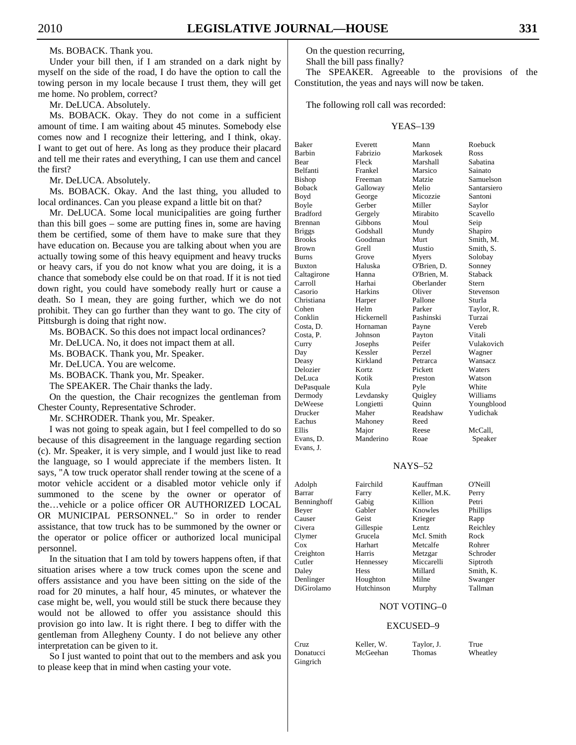Ms. BOBACK. Thank you.

Under your bill then, if I am stranded on a dark night by myself on the side of the road, I do have the option to call the towing person in my locale because I trust them, they will get me home. No problem, correct?

Mr. DeLUCA. Absolutely.

Ms. BOBACK. Okay. They do not come in a sufficient amount of time. I am waiting about 45 minutes. Somebody else comes now and I recognize their lettering, and I think, okay. I want to get out of here. As long as they produce their placard and tell me their rates and everything, I can use them and cancel the first?

Mr. DeLUCA. Absolutely.

Ms. BOBACK. Okay. And the last thing, you alluded to local ordinances. Can you please expand a little bit on that?

Mr. DeLUCA. Some local municipalities are going further than this bill goes – some are putting fines in, some are having them be certified, some of them have to make sure that they have education on. Because you are talking about when you are actually towing some of this heavy equipment and heavy trucks or heavy cars, if you do not know what you are doing, it is a chance that somebody else could be on that road. If it is not tied down right, you could have somebody really hurt or cause a death. So I mean, they are going further, which we do not prohibit. They can go further than they want to go. The city of Pittsburgh is doing that right now.

Ms. BOBACK. So this does not impact local ordinances?

Mr. DeLUCA. No, it does not impact them at all.

Ms. BOBACK. Thank you, Mr. Speaker.

Mr. DeLUCA. You are welcome.

Ms. BOBACK. Thank you, Mr. Speaker.

The SPEAKER. The Chair thanks the lady.

On the question, the Chair recognizes the gentleman from Chester County, Representative Schroder.

Mr. SCHRODER. Thank you, Mr. Speaker.

I was not going to speak again, but I feel compelled to do so because of this disagreement in the language regarding section (c). Mr. Speaker, it is very simple, and I would just like to read the language, so I would appreciate if the members listen. It says, "A tow truck operator shall render towing at the scene of a motor vehicle accident or a disabled motor vehicle only if summoned to the scene by the owner or operator of the…vehicle or a police officer OR AUTHORIZED LOCAL OR MUNICIPAL PERSONNEL." So in order to render assistance, that tow truck has to be summoned by the owner or the operator or police officer or authorized local municipal personnel.

In the situation that I am told by towers happens often, if that situation arises where a tow truck comes upon the scene and offers assistance and you have been sitting on the side of the road for 20 minutes, a half hour, 45 minutes, or whatever the case might be, well, you would still be stuck there because they would not be allowed to offer you assistance should this provision go into law. It is right there. I beg to differ with the gentleman from Allegheny County. I do not believe any other interpretation can be given to it.

So I just wanted to point that out to the members and ask you to please keep that in mind when casting your vote.

On the question recurring,

Shall the bill pass finally?

The SPEAKER. Agreeable to the provisions of the Constitution, the yeas and nays will now be taken.

The following roll call was recorded:

YEAS–139

| | | | |
|---|---|---|---|
| Baker | Everett | Mann | Roebuck |
| Barbin | Fabrizio | Markosek | Ross |
| Bear | Fleck | Marshall | Sabatina |
| Belfanti | Frankel | Marsico | Sainato |
| Bishop | Freeman | Matzie | Samuelson |
| Boback | Galloway | Melio | Santarsiero |
| Boyd | George | Micozzie | Santoni |
| Boyle | Gerber | Miller | Saylor |
| Bradford | Gergely | Mirabito | Scavello |
| Brennan | Gibbons | Moul | Seip |
| Briggs | Godshall | Mundy | Shapiro |
| Brooks | Goodman | Murt | Smith, M. |
| Brown | Grell | Mustio | Smith, S. |
| Burns | Grove | Myers | Solobay |
| Buxton | Haluska | O'Brien, D. | Sonney |
| Caltagirone | Hanna | O'Brien, M. | Staback |
| Carroll | Harhai | Oberlander | Stern |
| Casorio | Harkins | Oliver | Stevenson |
| Christiana | Harper | Pallone | Sturla |
| Cohen | Helm | Parker | Taylor, R. |
| Conklin | Hickernell | Pashinski | Turzai |
| Costa, D. | Hornaman | Payne | Vereb |
| Costa, P. | Johnson | Payton | Vitali |
| Curry | Josephs | Peifer | Vulakovich |
| Day | Kessler | Perzel | Wagner |
| Deasy | Kirkland | Petrarca | Wansacz |
| Delozier | Kortz | Pickett | Waters |
| DeLuca | Kotik | Preston | Watson |
| DePasquale | Kula | Pyle | White |
| Dermody | Levdansky | Quigley | Williams |
| DeWeese | Longietti | Quinn | Youngblood |
| Drucker | Maher | Readshaw | Yudichak |
| Eachus | Mahoney | Reed | |
| Ellis | Major | Reese | McCall, |
| Evans, D. | Manderino | Roae | Speaker |
| Evans, J. | | | |

NAYS–52

| | | | |
|---|---|---|---|
| Adolph | Fairchild | Kauffman | O'Neill |
| Barrar | Farry | Keller, M.K. | Perry |
| Benninghoff | Gabig | Killion | Petri |
| Beyer | Gabler | Knowles | Phillips |
| Causer | Geist | Krieger | Rapp |
| Civera | Gillespie | Lentz | Reichley |
| Clymer | Grucela | McI. Smith | Rock |
| Cox | Harhart | Metcalfe | Rohrer |
| Creighton | Harris | Metzgar | Schroder |
| Cutler | Hennessey | Miccarelli | Siptroth |
| Daley | Hess | Millard | Smith, K. |
| Denlinger | Houghton | Milne | Swanger |
| DiGirolamo | Hutchinson | Murphy | Tallman |

NOT VOTING–0

EXCUSED–9

| | | | |
|---|---|---|---|
| Cruz | Keller, W. | Taylor, J. | True |
| Donatucci | McGeehan | Thomas | Wheatley |
| Gingrich | | | |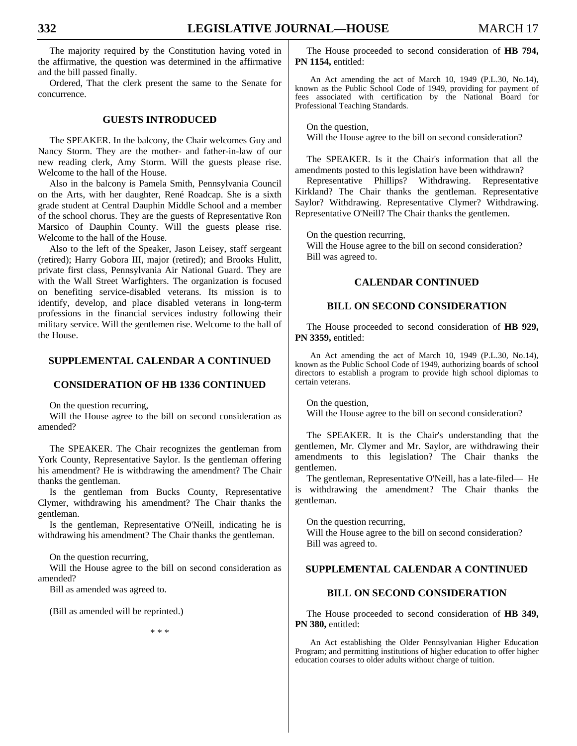The majority required by the Constitution having voted in the affirmative, the question was determined in the affirmative and the bill passed finally.

Ordered, That the clerk present the same to the Senate for concurrence.

## GUESTS INTRODUCED

The SPEAKER. In the balcony, the Chair welcomes Guy and Nancy Storm. They are the mother- and father-in-law of our new reading clerk, Amy Storm. Will the guests please rise. Welcome to the hall of the House.

Also in the balcony is Pamela Smith, Pennsylvania Council on the Arts, with her daughter, René Roadcap. She is a sixth grade student at Central Dauphin Middle School and a member of the school chorus. They are the guests of Representative Ron Marsico of Dauphin County. Will the guests please rise. Welcome to the hall of the House.

Also to the left of the Speaker, Jason Leisey, staff sergeant (retired); Harry Gobora III, major (retired); and Brooks Hulitt, private first class, Pennsylvania Air National Guard. They are with the Wall Street Warfighters. The organization is focused on benefiting service-disabled veterans. Its mission is to identify, develop, and place disabled veterans in long-term professions in the financial services industry following their military service. Will the gentlemen rise. Welcome to the hall of the House.

## SUPPLEMENTAL CALENDAR A CONTINUED

## CONSIDERATION OF HB 1336 CONTINUED

On the question recurring,
Will the House agree to the bill on second consideration as amended?

The SPEAKER. The Chair recognizes the gentleman from York County, Representative Saylor. Is the gentleman offering his amendment? He is withdrawing the amendment? The Chair thanks the gentleman.

Is the gentleman from Bucks County, Representative Clymer, withdrawing his amendment? The Chair thanks the gentleman.

Is the gentleman, Representative O'Neill, indicating he is withdrawing his amendment? The Chair thanks the gentleman.

On the question recurring,
Will the House agree to the bill on second consideration as amended?
Bill as amended was agreed to.

(Bill as amended will be reprinted.)

\* \* \*

The House proceeded to second consideration of **HB 794, PN 1154,** entitled:

An Act amending the act of March 10, 1949 (P.L.30, No.14), known as the Public School Code of 1949, providing for payment of fees associated with certification by the National Board for Professional Teaching Standards.

On the question,
Will the House agree to the bill on second consideration?

The SPEAKER. Is it the Chair's information that all the amendments posted to this legislation have been withdrawn?

Representative Phillips? Withdrawing. Representative Kirkland? The Chair thanks the gentleman. Representative Saylor? Withdrawing. Representative Clymer? Withdrawing. Representative O'Neill? The Chair thanks the gentlemen.

On the question recurring,
Will the House agree to the bill on second consideration?
Bill was agreed to.

## CALENDAR CONTINUED

## BILL ON SECOND CONSIDERATION

The House proceeded to second consideration of **HB 929, PN 3359,** entitled:

An Act amending the act of March 10, 1949 (P.L.30, No.14), known as the Public School Code of 1949, authorizing boards of school directors to establish a program to provide high school diplomas to certain veterans.

On the question,
Will the House agree to the bill on second consideration?

The SPEAKER. It is the Chair's understanding that the gentlemen, Mr. Clymer and Mr. Saylor, are withdrawing their amendments to this legislation? The Chair thanks the gentlemen.

The gentleman, Representative O'Neill, has a late-filed— He is withdrawing the amendment? The Chair thanks the gentleman.

On the question recurring,
Will the House agree to the bill on second consideration?
Bill was agreed to.

## SUPPLEMENTAL CALENDAR A CONTINUED

## BILL ON SECOND CONSIDERATION

The House proceeded to second consideration of **HB 349, PN 380,** entitled:

An Act establishing the Older Pennsylvanian Higher Education Program; and permitting institutions of higher education to offer higher education courses to older adults without charge of tuition.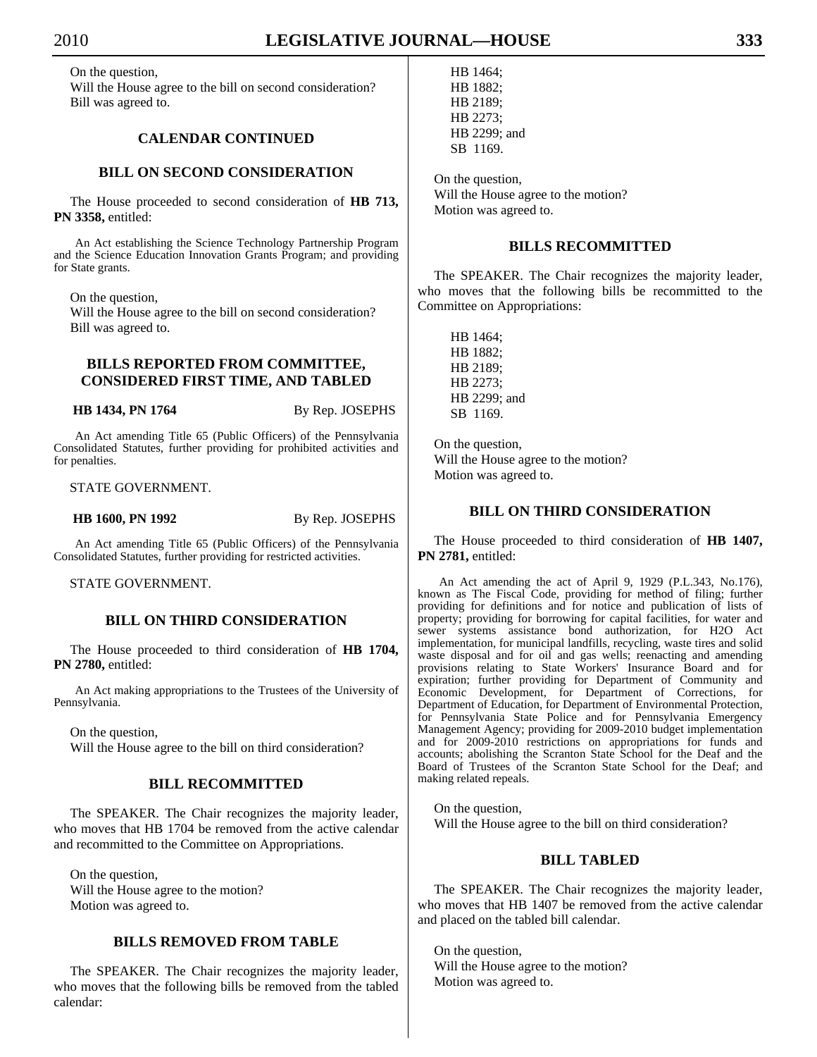On the question,
Will the House agree to the bill on second consideration?
Bill was agreed to.

## CALENDAR CONTINUED

## BILL ON SECOND CONSIDERATION

The House proceeded to second consideration of **HB 713, PN 3358,** entitled:

An Act establishing the Science Technology Partnership Program and the Science Education Innovation Grants Program; and providing for State grants.

On the question,
Will the House agree to the bill on second consideration?
Bill was agreed to.

## BILLS REPORTED FROM COMMITTEE, CONSIDERED FIRST TIME, AND TABLED

**HB 1434, PN 1764** By Rep. JOSEPHS

An Act amending Title 65 (Public Officers) of the Pennsylvania Consolidated Statutes, further providing for prohibited activities and for penalties.

STATE GOVERNMENT.

**HB 1600, PN 1992** By Rep. JOSEPHS

An Act amending Title 65 (Public Officers) of the Pennsylvania Consolidated Statutes, further providing for restricted activities.

STATE GOVERNMENT.

## BILL ON THIRD CONSIDERATION

The House proceeded to third consideration of **HB 1704, PN 2780,** entitled:

An Act making appropriations to the Trustees of the University of Pennsylvania.

On the question,
Will the House agree to the bill on third consideration?

## BILL RECOMMITTED

The SPEAKER. The Chair recognizes the majority leader, who moves that HB 1704 be removed from the active calendar and recommitted to the Committee on Appropriations.

On the question,
Will the House agree to the motion?
Motion was agreed to.

## BILLS REMOVED FROM TABLE

The SPEAKER. The Chair recognizes the majority leader, who moves that the following bills be removed from the tabled calendar:

HB 1464;
HB 1882;
HB 2189;
HB 2273;
HB 2299; and
SB 1169.

On the question,
Will the House agree to the motion?
Motion was agreed to.

## BILLS RECOMMITTED

The SPEAKER. The Chair recognizes the majority leader, who moves that the following bills be recommitted to the Committee on Appropriations:

HB 1464;
HB 1882;
HB 2189;
HB 2273;
HB 2299; and
SB 1169.

On the question,
Will the House agree to the motion?
Motion was agreed to.

## BILL ON THIRD CONSIDERATION

The House proceeded to third consideration of **HB 1407, PN 2781,** entitled:

An Act amending the act of April 9, 1929 (P.L.343, No.176), known as The Fiscal Code, providing for method of filing; further providing for definitions and for notice and publication of lists of property; providing for borrowing for capital facilities, for water and sewer systems assistance bond authorization, for H2O Act implementation, for municipal landfills, recycling, waste tires and solid waste disposal and for oil and gas wells; reenacting and amending provisions relating to State Workers' Insurance Board and for expiration; further providing for Department of Community and Economic Development, for Department of Corrections, for Department of Education, for Department of Environmental Protection, for Pennsylvania State Police and for Pennsylvania Emergency Management Agency; providing for 2009-2010 budget implementation and for 2009-2010 restrictions on appropriations for funds and accounts; abolishing the Scranton State School for the Deaf and the Board of Trustees of the Scranton State School for the Deaf; and making related repeals.

On the question,
Will the House agree to the bill on third consideration?

## BILL TABLED

The SPEAKER. The Chair recognizes the majority leader, who moves that HB 1407 be removed from the active calendar and placed on the tabled bill calendar.

On the question,
Will the House agree to the motion?
Motion was agreed to.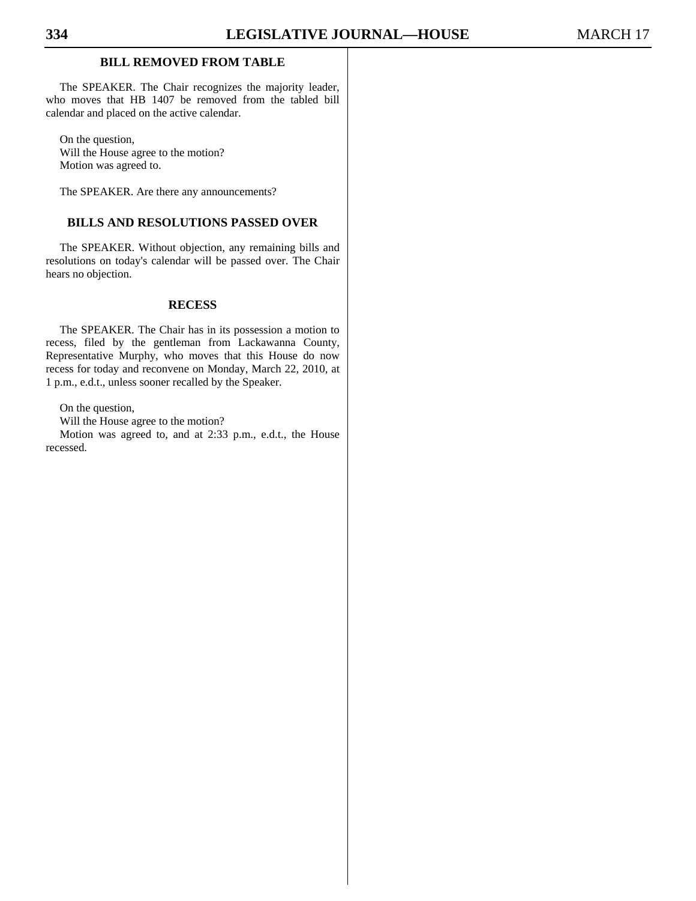## BILL REMOVED FROM TABLE

The SPEAKER. The Chair recognizes the majority leader, who moves that HB 1407 be removed from the tabled bill calendar and placed on the active calendar.

On the question,
Will the House agree to the motion?
Motion was agreed to.

The SPEAKER. Are there any announcements?

## BILLS AND RESOLUTIONS PASSED OVER

The SPEAKER. Without objection, any remaining bills and resolutions on today's calendar will be passed over. The Chair hears no objection.

## RECESS

The SPEAKER. The Chair has in its possession a motion to recess, filed by the gentleman from Lackawanna County, Representative Murphy, who moves that this House do now recess for today and reconvene on Monday, March 22, 2010, at 1 p.m., e.d.t., unless sooner recalled by the Speaker.

On the question,
Will the House agree to the motion?
Motion was agreed to, and at 2:33 p.m., e.d.t., the House recessed.